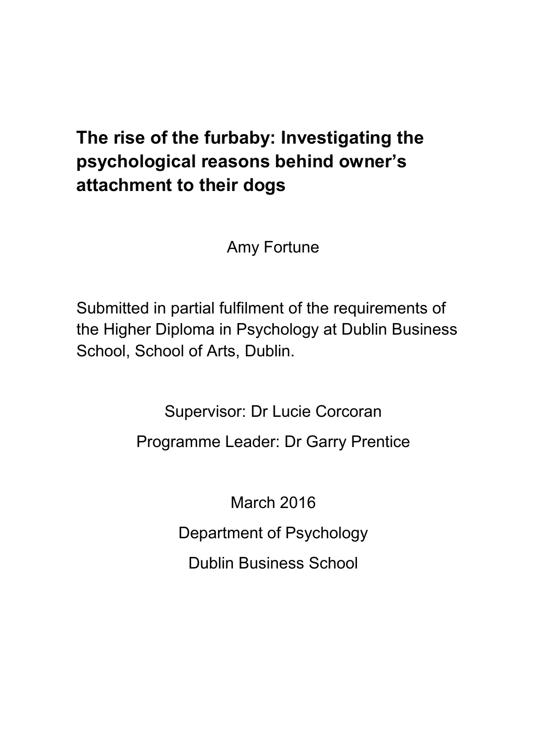# The rise of the furbaby: Investigating the psychological reasons behind owner's attachment to their dogs

Amy Fortune

Submitted in partial fulfilment of the requirements of the Higher Diploma in Psychology at Dublin Business School, School of Arts, Dublin.

Supervisor: Dr Lucie Corcoran

Programme Leader: Dr Garry Prentice

March 2016

Department of Psychology

Dublin Business School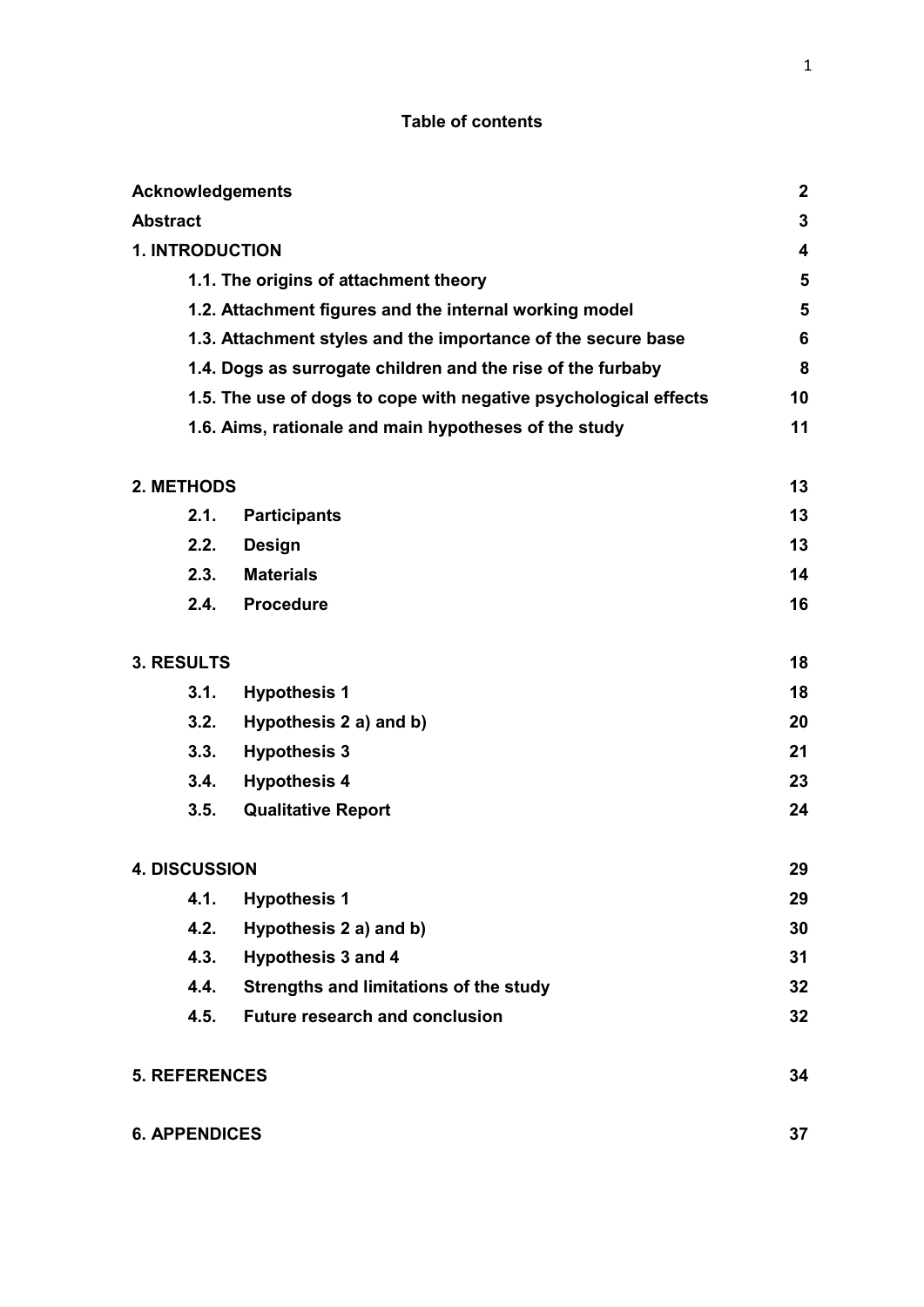# Table of contents

| | |
|---|---|
| **Acknowledgements** | **2** |
| **Abstract** | **3** |
| **1. INTRODUCTION** | **4** |
| **1.1. The origins of attachment theory** | **5** |
| **1.2. Attachment figures and the internal working model** | **5** |
| **1.3. Attachment styles and the importance of the secure base** | **6** |
| **1.4. Dogs as surrogate children and the rise of the furbaby** | **8** |
| **1.5. The use of dogs to cope with negative psychological effects** | **10** |
| **1.6. Aims, rationale and main hypotheses of the study** | **11** |
| **2. METHODS** | **13** |
| **2.1. Participants** | **13** |
| **2.2. Design** | **13** |
| **2.3. Materials** | **14** |
| **2.4. Procedure** | **16** |
| **3. RESULTS** | **18** |
| **3.1. Hypothesis 1** | **18** |
| **3.2. Hypothesis 2 a) and b)** | **20** |
| **3.3. Hypothesis 3** | **21** |
| **3.4. Hypothesis 4** | **23** |
| **3.5. Qualitative Report** | **24** |
| **4. DISCUSSION** | **29** |
| **4.1. Hypothesis 1** | **29** |
| **4.2. Hypothesis 2 a) and b)** | **30** |
| **4.3. Hypothesis 3 and 4** | **31** |
| **4.4. Strengths and limitations of the study** | **32** |
| **4.5. Future research and conclusion** | **32** |
| **5. REFERENCES** | **34** |
| **6. APPENDICES** | **37** |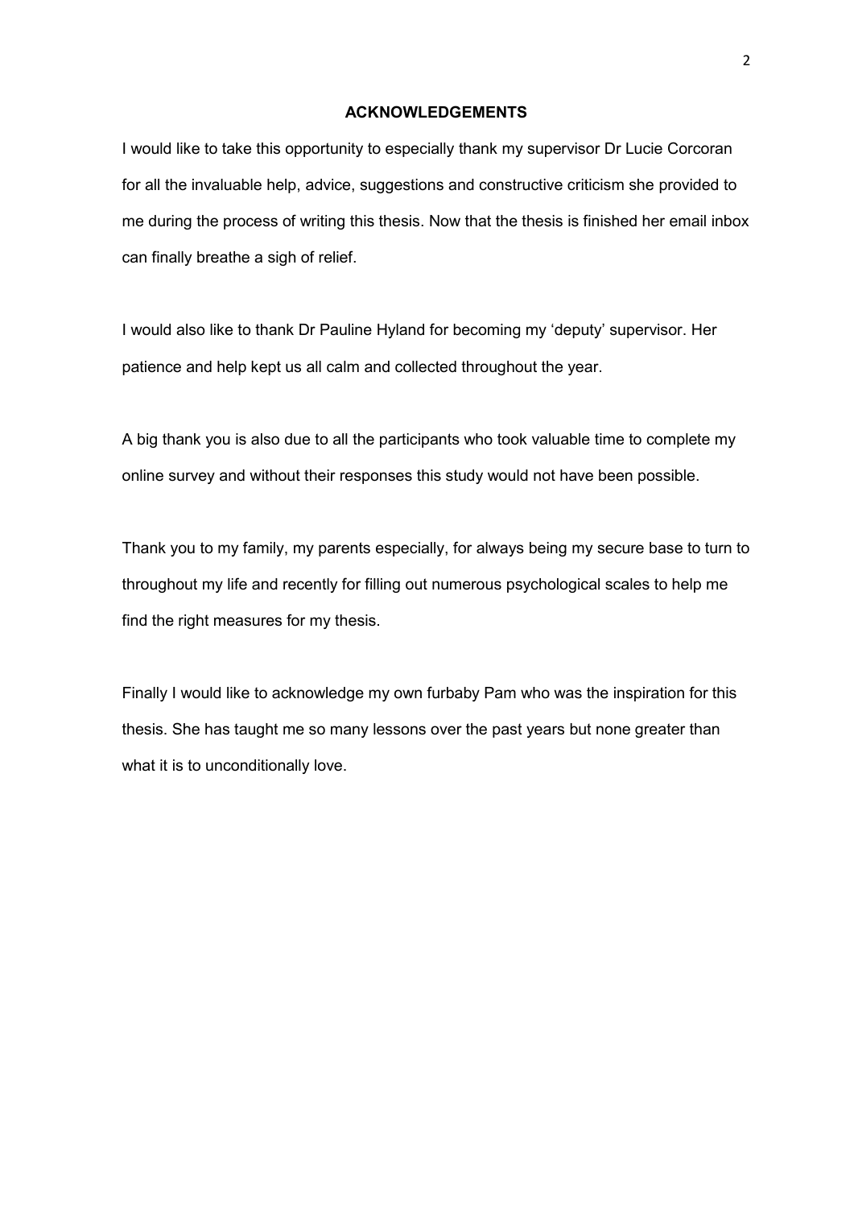## ACKNOWLEDGEMENTS

I would like to take this opportunity to especially thank my supervisor Dr Lucie Corcoran for all the invaluable help, advice, suggestions and constructive criticism she provided to me during the process of writing this thesis. Now that the thesis is finished her email inbox can finally breathe a sigh of relief.

I would also like to thank Dr Pauline Hyland for becoming my 'deputy' supervisor. Her patience and help kept us all calm and collected throughout the year.

A big thank you is also due to all the participants who took valuable time to complete my online survey and without their responses this study would not have been possible.

Thank you to my family, my parents especially, for always being my secure base to turn to throughout my life and recently for filling out numerous psychological scales to help me find the right measures for my thesis.

Finally I would like to acknowledge my own furbaby Pam who was the inspiration for this thesis. She has taught me so many lessons over the past years but none greater than what it is to unconditionally love.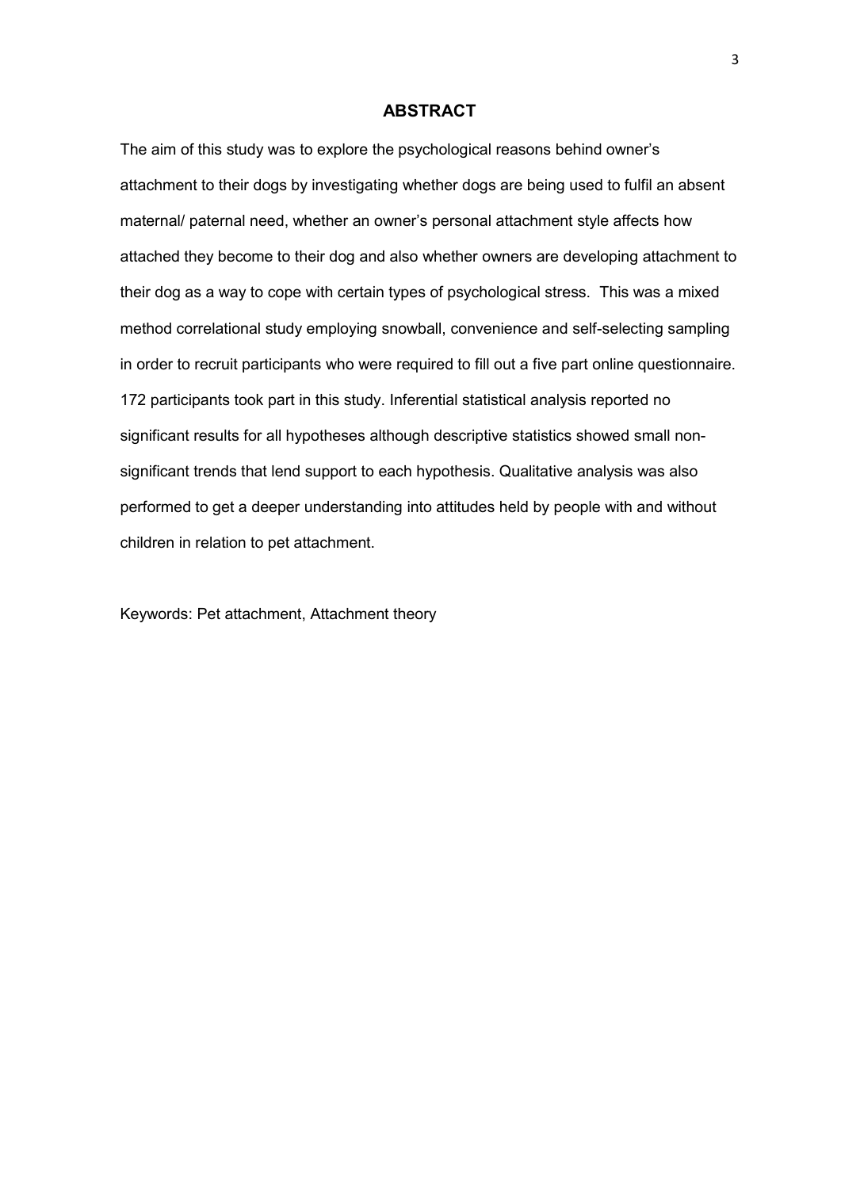## ABSTRACT

The aim of this study was to explore the psychological reasons behind owner's attachment to their dogs by investigating whether dogs are being used to fulfil an absent maternal/ paternal need, whether an owner's personal attachment style affects how attached they become to their dog and also whether owners are developing attachment to their dog as a way to cope with certain types of psychological stress. This was a mixed method correlational study employing snowball, convenience and self-selecting sampling in order to recruit participants who were required to fill out a five part online questionnaire. 172 participants took part in this study. Inferential statistical analysis reported no significant results for all hypotheses although descriptive statistics showed small non-significant trends that lend support to each hypothesis. Qualitative analysis was also performed to get a deeper understanding into attitudes held by people with and without children in relation to pet attachment.

Keywords: Pet attachment, Attachment theory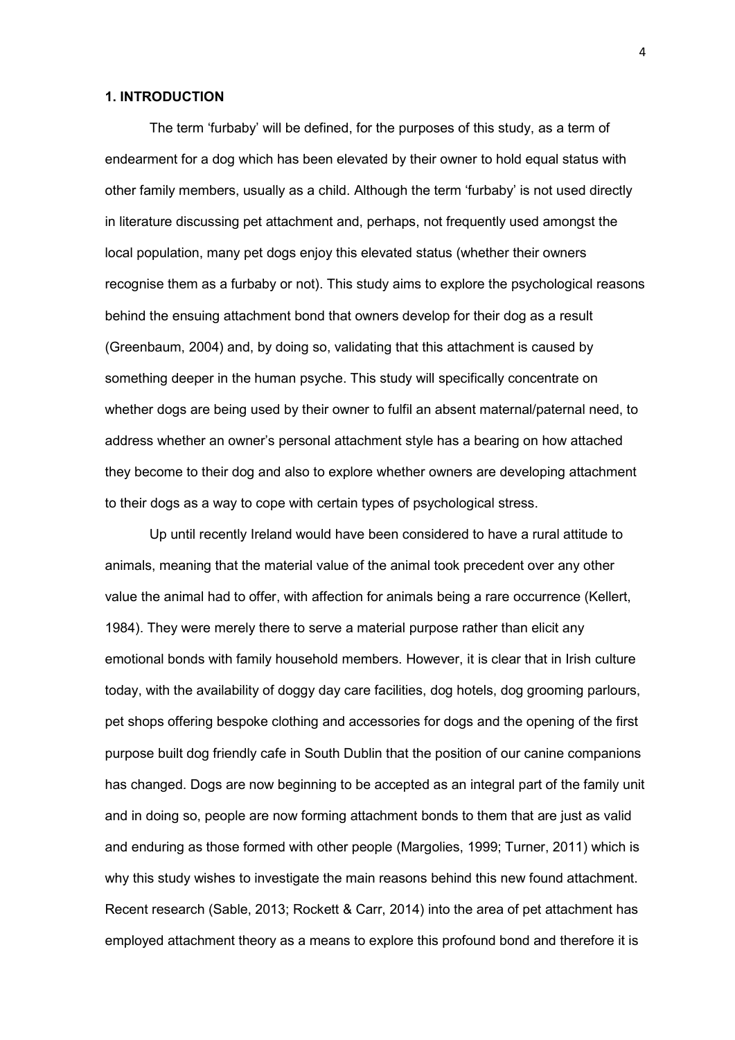## 1. INTRODUCTION

The term 'furbaby' will be defined, for the purposes of this study, as a term of endearment for a dog which has been elevated by their owner to hold equal status with other family members, usually as a child. Although the term 'furbaby' is not used directly in literature discussing pet attachment and, perhaps, not frequently used amongst the local population, many pet dogs enjoy this elevated status (whether their owners recognise them as a furbaby or not). This study aims to explore the psychological reasons behind the ensuing attachment bond that owners develop for their dog as a result (Greenbaum, 2004) and, by doing so, validating that this attachment is caused by something deeper in the human psyche. This study will specifically concentrate on whether dogs are being used by their owner to fulfil an absent maternal/paternal need, to address whether an owner's personal attachment style has a bearing on how attached they become to their dog and also to explore whether owners are developing attachment to their dogs as a way to cope with certain types of psychological stress.

Up until recently Ireland would have been considered to have a rural attitude to animals, meaning that the material value of the animal took precedent over any other value the animal had to offer, with affection for animals being a rare occurrence (Kellert, 1984). They were merely there to serve a material purpose rather than elicit any emotional bonds with family household members. However, it is clear that in Irish culture today, with the availability of doggy day care facilities, dog hotels, dog grooming parlours, pet shops offering bespoke clothing and accessories for dogs and the opening of the first purpose built dog friendly cafe in South Dublin that the position of our canine companions has changed. Dogs are now beginning to be accepted as an integral part of the family unit and in doing so, people are now forming attachment bonds to them that are just as valid and enduring as those formed with other people (Margolies, 1999; Turner, 2011) which is why this study wishes to investigate the main reasons behind this new found attachment. Recent research (Sable, 2013; Rockett & Carr, 2014) into the area of pet attachment has employed attachment theory as a means to explore this profound bond and therefore it is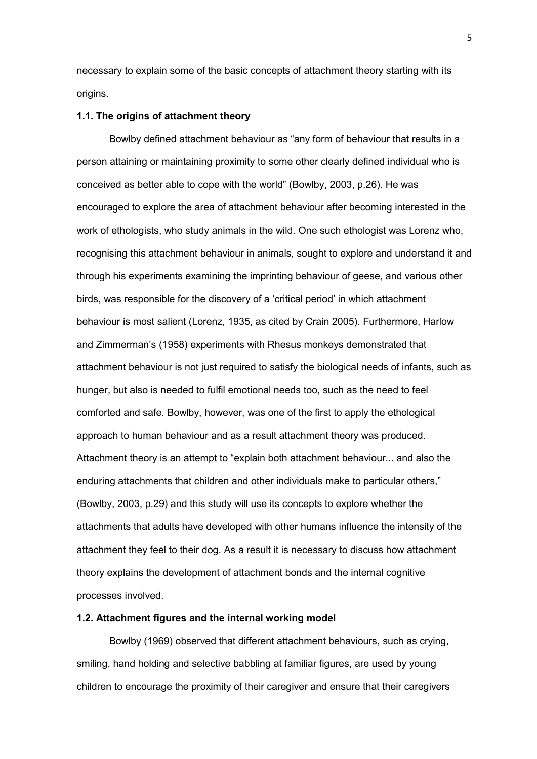necessary to explain some of the basic concepts of attachment theory starting with its origins.

### 1.1. The origins of attachment theory

Bowlby defined attachment behaviour as "any form of behaviour that results in a person attaining or maintaining proximity to some other clearly defined individual who is conceived as better able to cope with the world" (Bowlby, 2003, p.26). He was encouraged to explore the area of attachment behaviour after becoming interested in the work of ethologists, who study animals in the wild. One such ethologist was Lorenz who, recognising this attachment behaviour in animals, sought to explore and understand it and through his experiments examining the imprinting behaviour of geese, and various other birds, was responsible for the discovery of a 'critical period' in which attachment behaviour is most salient (Lorenz, 1935, as cited by Crain 2005). Furthermore, Harlow and Zimmerman's (1958) experiments with Rhesus monkeys demonstrated that attachment behaviour is not just required to satisfy the biological needs of infants, such as hunger, but also is needed to fulfil emotional needs too, such as the need to feel comforted and safe. Bowlby, however, was one of the first to apply the ethological approach to human behaviour and as a result attachment theory was produced. Attachment theory is an attempt to "explain both attachment behaviour... and also the enduring attachments that children and other individuals make to particular others," (Bowlby, 2003, p.29) and this study will use its concepts to explore whether the attachments that adults have developed with other humans influence the intensity of the attachment they feel to their dog. As a result it is necessary to discuss how attachment theory explains the development of attachment bonds and the internal cognitive processes involved.

### 1.2. Attachment figures and the internal working model

Bowlby (1969) observed that different attachment behaviours, such as crying, smiling, hand holding and selective babbling at familiar figures, are used by young children to encourage the proximity of their caregiver and ensure that their caregivers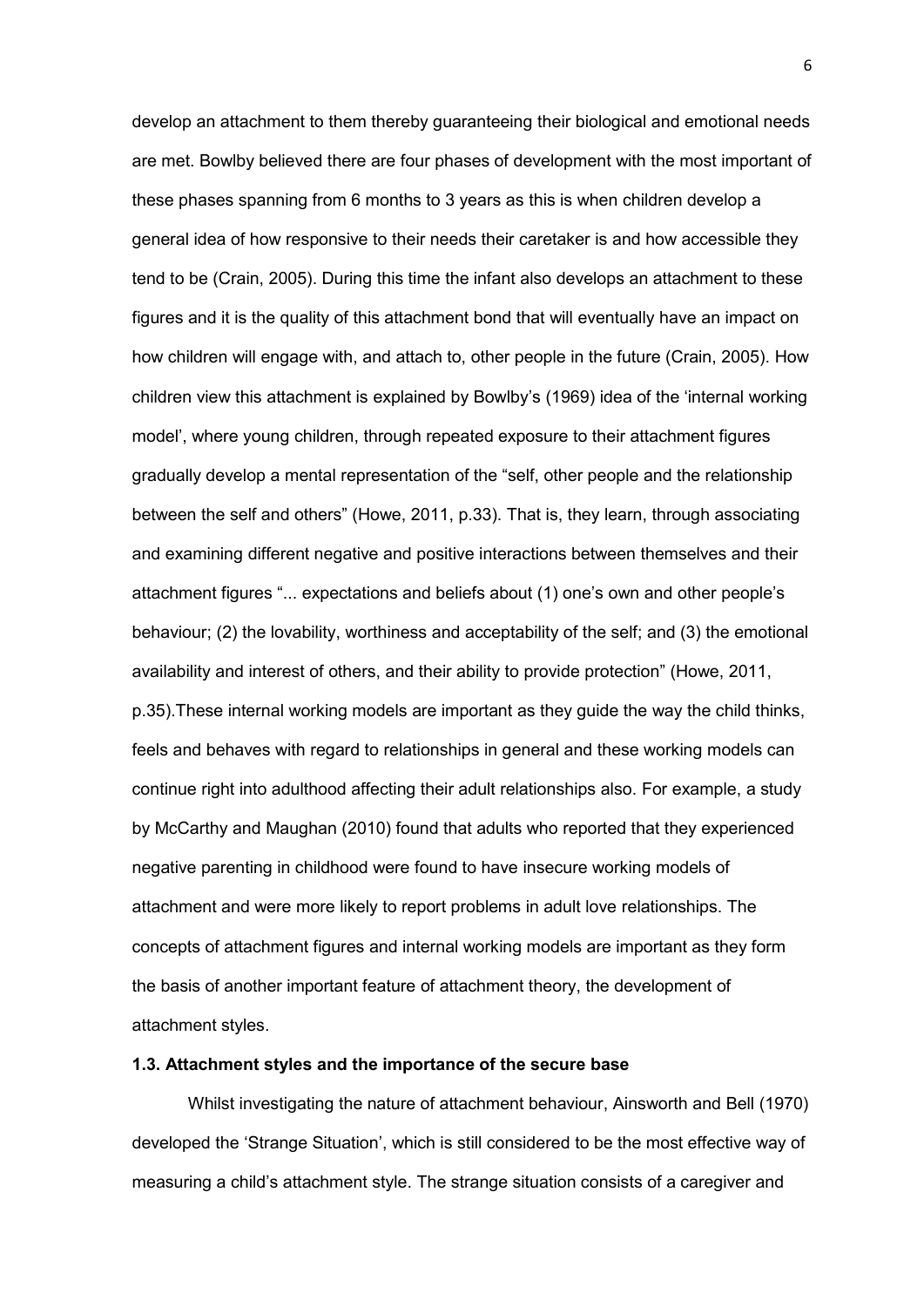develop an attachment to them thereby guaranteeing their biological and emotional needs are met. Bowlby believed there are four phases of development with the most important of these phases spanning from 6 months to 3 years as this is when children develop a general idea of how responsive to their needs their caretaker is and how accessible they tend to be (Crain, 2005). During this time the infant also develops an attachment to these figures and it is the quality of this attachment bond that will eventually have an impact on how children will engage with, and attach to, other people in the future (Crain, 2005). How children view this attachment is explained by Bowlby's (1969) idea of the 'internal working model', where young children, through repeated exposure to their attachment figures gradually develop a mental representation of the "self, other people and the relationship between the self and others" (Howe, 2011, p.33). That is, they learn, through associating and examining different negative and positive interactions between themselves and their attachment figures "... expectations and beliefs about (1) one's own and other people's behaviour; (2) the lovability, worthiness and acceptability of the self; and (3) the emotional availability and interest of others, and their ability to provide protection" (Howe, 2011, p.35).These internal working models are important as they guide the way the child thinks, feels and behaves with regard to relationships in general and these working models can continue right into adulthood affecting their adult relationships also. For example, a study by McCarthy and Maughan (2010) found that adults who reported that they experienced negative parenting in childhood were found to have insecure working models of attachment and were more likely to report problems in adult love relationships. The concepts of attachment figures and internal working models are important as they form the basis of another important feature of attachment theory, the development of attachment styles.

### 1.3. Attachment styles and the importance of the secure base

Whilst investigating the nature of attachment behaviour, Ainsworth and Bell (1970) developed the 'Strange Situation', which is still considered to be the most effective way of measuring a child's attachment style. The strange situation consists of a caregiver and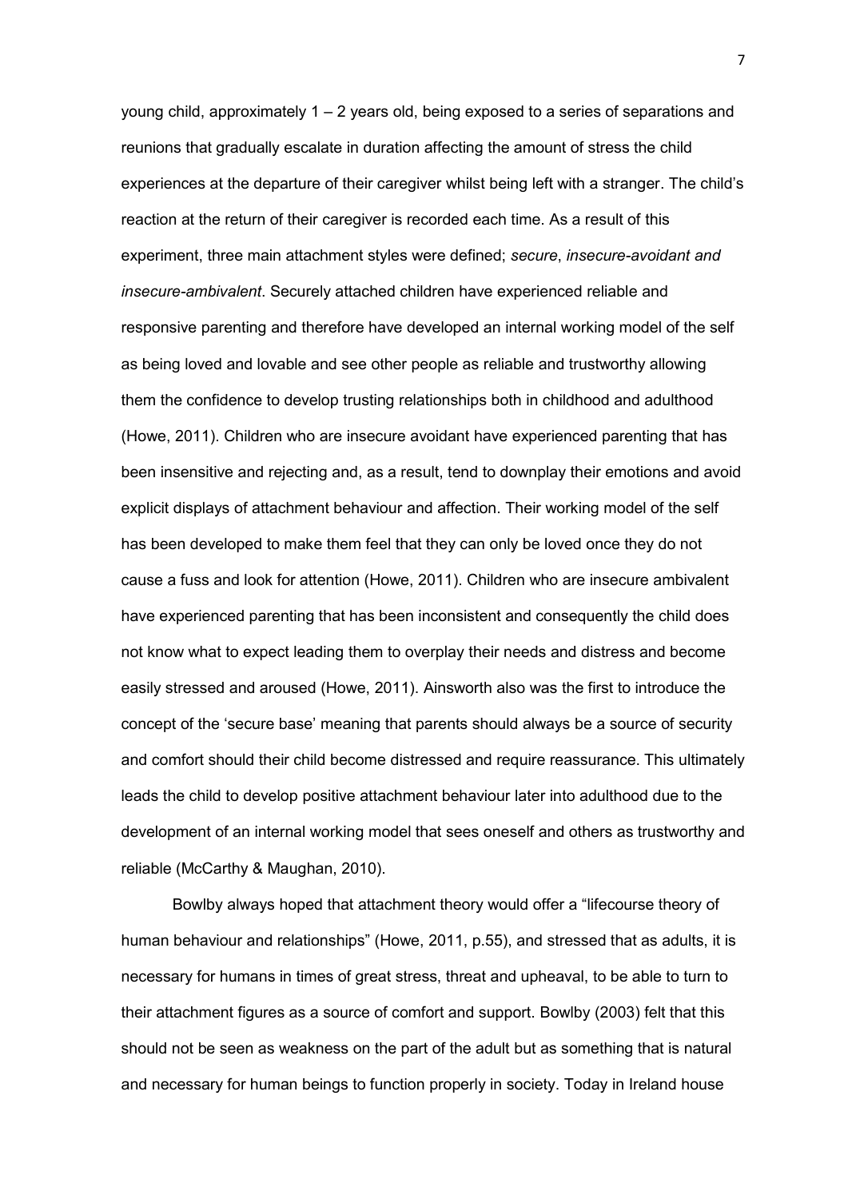young child, approximately 1 – 2 years old, being exposed to a series of separations and reunions that gradually escalate in duration affecting the amount of stress the child experiences at the departure of their caregiver whilst being left with a stranger. The child's reaction at the return of their caregiver is recorded each time. As a result of this experiment, three main attachment styles were defined; *secure*, *insecure-avoidant and insecure-ambivalent*. Securely attached children have experienced reliable and responsive parenting and therefore have developed an internal working model of the self as being loved and lovable and see other people as reliable and trustworthy allowing them the confidence to develop trusting relationships both in childhood and adulthood (Howe, 2011). Children who are insecure avoidant have experienced parenting that has been insensitive and rejecting and, as a result, tend to downplay their emotions and avoid explicit displays of attachment behaviour and affection. Their working model of the self has been developed to make them feel that they can only be loved once they do not cause a fuss and look for attention (Howe, 2011). Children who are insecure ambivalent have experienced parenting that has been inconsistent and consequently the child does not know what to expect leading them to overplay their needs and distress and become easily stressed and aroused (Howe, 2011). Ainsworth also was the first to introduce the concept of the 'secure base' meaning that parents should always be a source of security and comfort should their child become distressed and require reassurance. This ultimately leads the child to develop positive attachment behaviour later into adulthood due to the development of an internal working model that sees oneself and others as trustworthy and reliable (McCarthy & Maughan, 2010).

Bowlby always hoped that attachment theory would offer a "lifecourse theory of human behaviour and relationships" (Howe, 2011, p.55), and stressed that as adults, it is necessary for humans in times of great stress, threat and upheaval, to be able to turn to their attachment figures as a source of comfort and support. Bowlby (2003) felt that this should not be seen as weakness on the part of the adult but as something that is natural and necessary for human beings to function properly in society. Today in Ireland house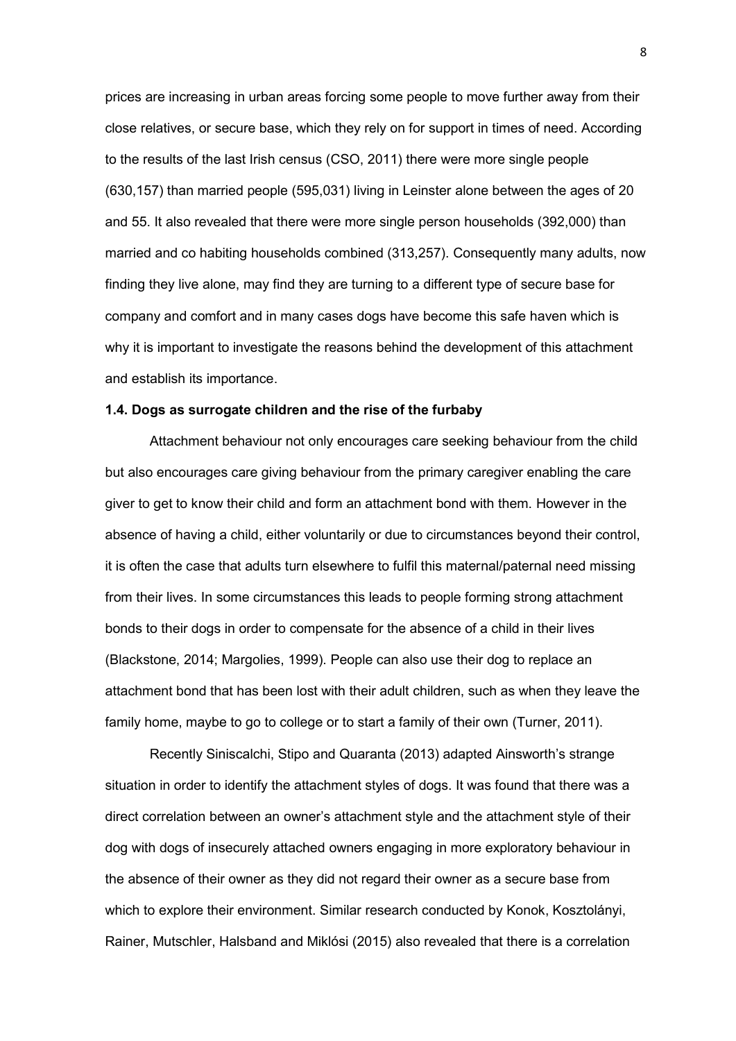prices are increasing in urban areas forcing some people to move further away from their close relatives, or secure base, which they rely on for support in times of need. According to the results of the last Irish census (CSO, 2011) there were more single people (630,157) than married people (595,031) living in Leinster alone between the ages of 20 and 55. It also revealed that there were more single person households (392,000) than married and co habiting households combined (313,257). Consequently many adults, now finding they live alone, may find they are turning to a different type of secure base for company and comfort and in many cases dogs have become this safe haven which is why it is important to investigate the reasons behind the development of this attachment and establish its importance.

### 1.4. Dogs as surrogate children and the rise of the furbaby

Attachment behaviour not only encourages care seeking behaviour from the child but also encourages care giving behaviour from the primary caregiver enabling the care giver to get to know their child and form an attachment bond with them. However in the absence of having a child, either voluntarily or due to circumstances beyond their control, it is often the case that adults turn elsewhere to fulfil this maternal/paternal need missing from their lives. In some circumstances this leads to people forming strong attachment bonds to their dogs in order to compensate for the absence of a child in their lives (Blackstone, 2014; Margolies, 1999). People can also use their dog to replace an attachment bond that has been lost with their adult children, such as when they leave the family home, maybe to go to college or to start a family of their own (Turner, 2011).

Recently Siniscalchi, Stipo and Quaranta (2013) adapted Ainsworth's strange situation in order to identify the attachment styles of dogs. It was found that there was a direct correlation between an owner's attachment style and the attachment style of their dog with dogs of insecurely attached owners engaging in more exploratory behaviour in the absence of their owner as they did not regard their owner as a secure base from which to explore their environment. Similar research conducted by Konok, Kosztolányi, Rainer, Mutschler, Halsband and Miklósi (2015) also revealed that there is a correlation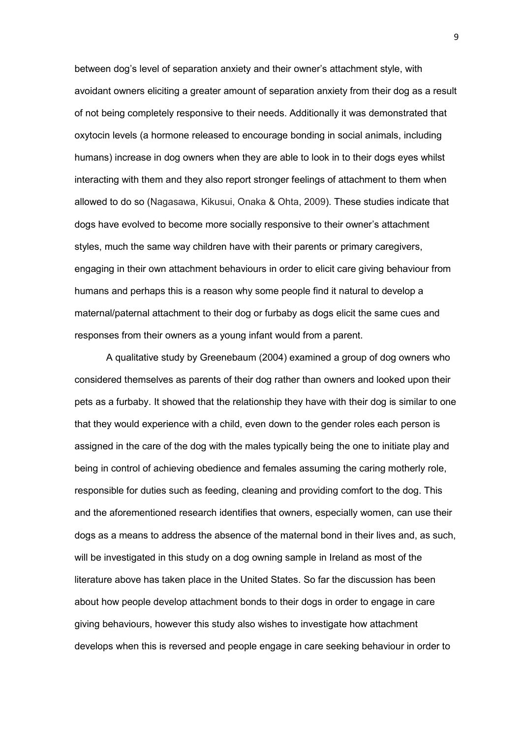between dog's level of separation anxiety and their owner's attachment style, with avoidant owners eliciting a greater amount of separation anxiety from their dog as a result of not being completely responsive to their needs. Additionally it was demonstrated that oxytocin levels (a hormone released to encourage bonding in social animals, including humans) increase in dog owners when they are able to look in to their dogs eyes whilst interacting with them and they also report stronger feelings of attachment to them when allowed to do so (Nagasawa, Kikusui, Onaka & Ohta, 2009). These studies indicate that dogs have evolved to become more socially responsive to their owner's attachment styles, much the same way children have with their parents or primary caregivers, engaging in their own attachment behaviours in order to elicit care giving behaviour from humans and perhaps this is a reason why some people find it natural to develop a maternal/paternal attachment to their dog or furbaby as dogs elicit the same cues and responses from their owners as a young infant would from a parent.

A qualitative study by Greenebaum (2004) examined a group of dog owners who considered themselves as parents of their dog rather than owners and looked upon their pets as a furbaby. It showed that the relationship they have with their dog is similar to one that they would experience with a child, even down to the gender roles each person is assigned in the care of the dog with the males typically being the one to initiate play and being in control of achieving obedience and females assuming the caring motherly role, responsible for duties such as feeding, cleaning and providing comfort to the dog. This and the aforementioned research identifies that owners, especially women, can use their dogs as a means to address the absence of the maternal bond in their lives and, as such, will be investigated in this study on a dog owning sample in Ireland as most of the literature above has taken place in the United States. So far the discussion has been about how people develop attachment bonds to their dogs in order to engage in care giving behaviours, however this study also wishes to investigate how attachment develops when this is reversed and people engage in care seeking behaviour in order to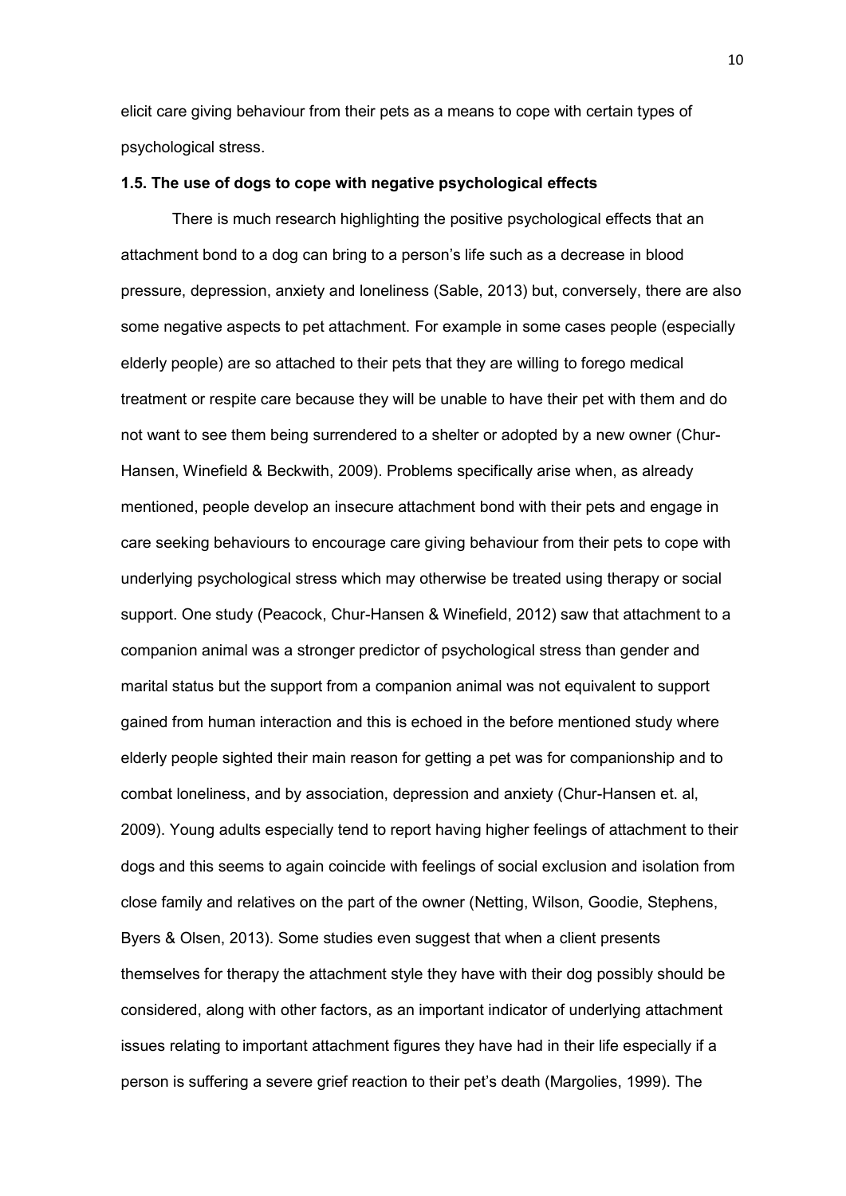elicit care giving behaviour from their pets as a means to cope with certain types of psychological stress.

**1.5. The use of dogs to cope with negative psychological effects**

There is much research highlighting the positive psychological effects that an attachment bond to a dog can bring to a person's life such as a decrease in blood pressure, depression, anxiety and loneliness (Sable, 2013) but, conversely, there are also some negative aspects to pet attachment. For example in some cases people (especially elderly people) are so attached to their pets that they are willing to forego medical treatment or respite care because they will be unable to have their pet with them and do not want to see them being surrendered to a shelter or adopted by a new owner (Chur-Hansen, Winefield & Beckwith, 2009). Problems specifically arise when, as already mentioned, people develop an insecure attachment bond with their pets and engage in care seeking behaviours to encourage care giving behaviour from their pets to cope with underlying psychological stress which may otherwise be treated using therapy or social support. One study (Peacock, Chur-Hansen & Winefield, 2012) saw that attachment to a companion animal was a stronger predictor of psychological stress than gender and marital status but the support from a companion animal was not equivalent to support gained from human interaction and this is echoed in the before mentioned study where elderly people sighted their main reason for getting a pet was for companionship and to combat loneliness, and by association, depression and anxiety (Chur-Hansen et. al, 2009). Young adults especially tend to report having higher feelings of attachment to their dogs and this seems to again coincide with feelings of social exclusion and isolation from close family and relatives on the part of the owner (Netting, Wilson, Goodie, Stephens, Byers & Olsen, 2013). Some studies even suggest that when a client presents themselves for therapy the attachment style they have with their dog possibly should be considered, along with other factors, as an important indicator of underlying attachment issues relating to important attachment figures they have had in their life especially if a person is suffering a severe grief reaction to their pet's death (Margolies, 1999). The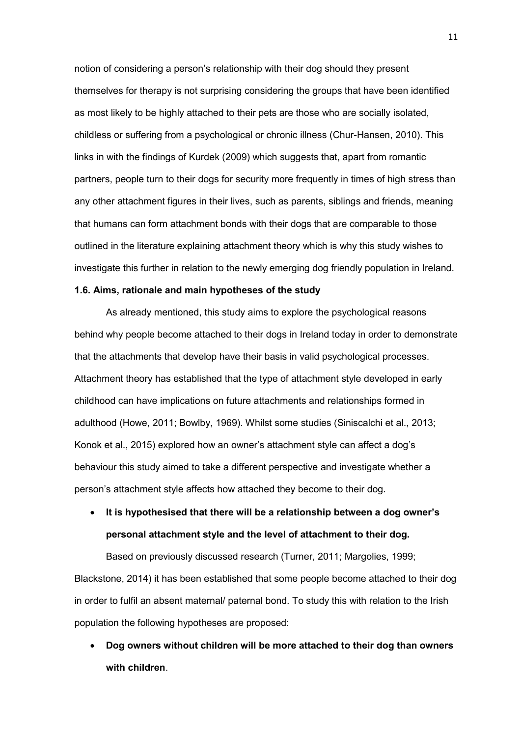notion of considering a person's relationship with their dog should they present themselves for therapy is not surprising considering the groups that have been identified as most likely to be highly attached to their pets are those who are socially isolated, childless or suffering from a psychological or chronic illness (Chur-Hansen, 2010). This links in with the findings of Kurdek (2009) which suggests that, apart from romantic partners, people turn to their dogs for security more frequently in times of high stress than any other attachment figures in their lives, such as parents, siblings and friends, meaning that humans can form attachment bonds with their dogs that are comparable to those outlined in the literature explaining attachment theory which is why this study wishes to investigate this further in relation to the newly emerging dog friendly population in Ireland.

### 1.6. Aims, rationale and main hypotheses of the study

As already mentioned, this study aims to explore the psychological reasons behind why people become attached to their dogs in Ireland today in order to demonstrate that the attachments that develop have their basis in valid psychological processes. Attachment theory has established that the type of attachment style developed in early childhood can have implications on future attachments and relationships formed in adulthood (Howe, 2011; Bowlby, 1969). Whilst some studies (Siniscalchi et al., 2013; Konok et al., 2015) explored how an owner's attachment style can affect a dog's behaviour this study aimed to take a different perspective and investigate whether a person's attachment style affects how attached they become to their dog.

- **It is hypothesised that there will be a relationship between a dog owner's personal attachment style and the level of attachment to their dog.**

Based on previously discussed research (Turner, 2011; Margolies, 1999; Blackstone, 2014) it has been established that some people become attached to their dog in order to fulfil an absent maternal/ paternal bond. To study this with relation to the Irish population the following hypotheses are proposed:

- **Dog owners without children will be more attached to their dog than owners with children**.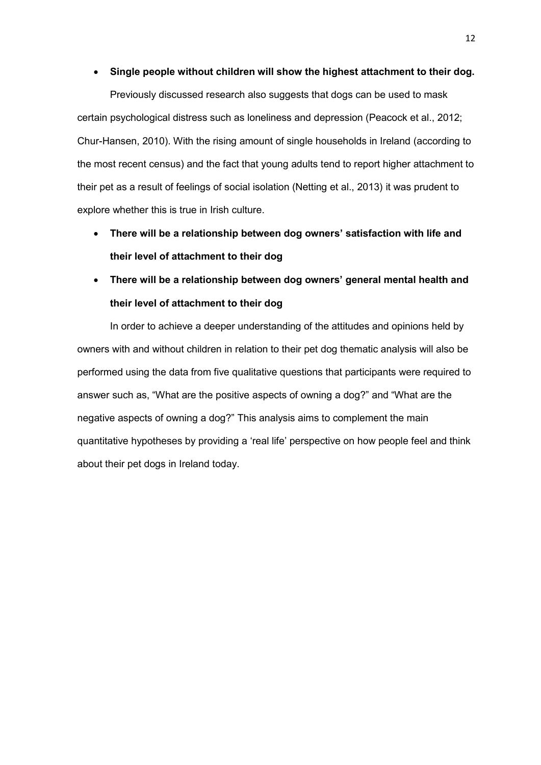- **Single people without children will show the highest attachment to their dog.**

Previously discussed research also suggests that dogs can be used to mask certain psychological distress such as loneliness and depression (Peacock et al., 2012; Chur-Hansen, 2010). With the rising amount of single households in Ireland (according to the most recent census) and the fact that young adults tend to report higher attachment to their pet as a result of feelings of social isolation (Netting et al., 2013) it was prudent to explore whether this is true in Irish culture.

- **There will be a relationship between dog owners' satisfaction with life and their level of attachment to their dog**
- **There will be a relationship between dog owners' general mental health and their level of attachment to their dog**

In order to achieve a deeper understanding of the attitudes and opinions held by owners with and without children in relation to their pet dog thematic analysis will also be performed using the data from five qualitative questions that participants were required to answer such as, "What are the positive aspects of owning a dog?" and "What are the negative aspects of owning a dog?" This analysis aims to complement the main quantitative hypotheses by providing a 'real life' perspective on how people feel and think about their pet dogs in Ireland today.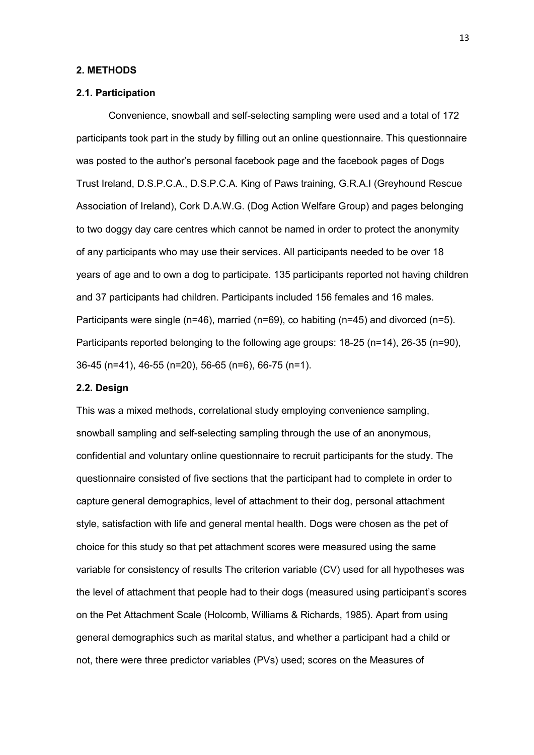## 2. METHODS

### 2.1. Participation

Convenience, snowball and self-selecting sampling were used and a total of 172 participants took part in the study by filling out an online questionnaire. This questionnaire was posted to the author's personal facebook page and the facebook pages of Dogs Trust Ireland, D.S.P.C.A., D.S.P.C.A. King of Paws training, G.R.A.I (Greyhound Rescue Association of Ireland), Cork D.A.W.G. (Dog Action Welfare Group) and pages belonging to two doggy day care centres which cannot be named in order to protect the anonymity of any participants who may use their services. All participants needed to be over 18 years of age and to own a dog to participate. 135 participants reported not having children and 37 participants had children. Participants included 156 females and 16 males. Participants were single (n=46), married (n=69), co habiting (n=45) and divorced (n=5). Participants reported belonging to the following age groups: 18-25 (n=14), 26-35 (n=90), 36-45 (n=41), 46-55 (n=20), 56-65 (n=6), 66-75 (n=1).

### 2.2. Design

This was a mixed methods, correlational study employing convenience sampling, snowball sampling and self-selecting sampling through the use of an anonymous, confidential and voluntary online questionnaire to recruit participants for the study. The questionnaire consisted of five sections that the participant had to complete in order to capture general demographics, level of attachment to their dog, personal attachment style, satisfaction with life and general mental health. Dogs were chosen as the pet of choice for this study so that pet attachment scores were measured using the same variable for consistency of results The criterion variable (CV) used for all hypotheses was the level of attachment that people had to their dogs (measured using participant's scores on the Pet Attachment Scale (Holcomb, Williams & Richards, 1985). Apart from using general demographics such as marital status, and whether a participant had a child or not, there were three predictor variables (PVs) used; scores on the Measures of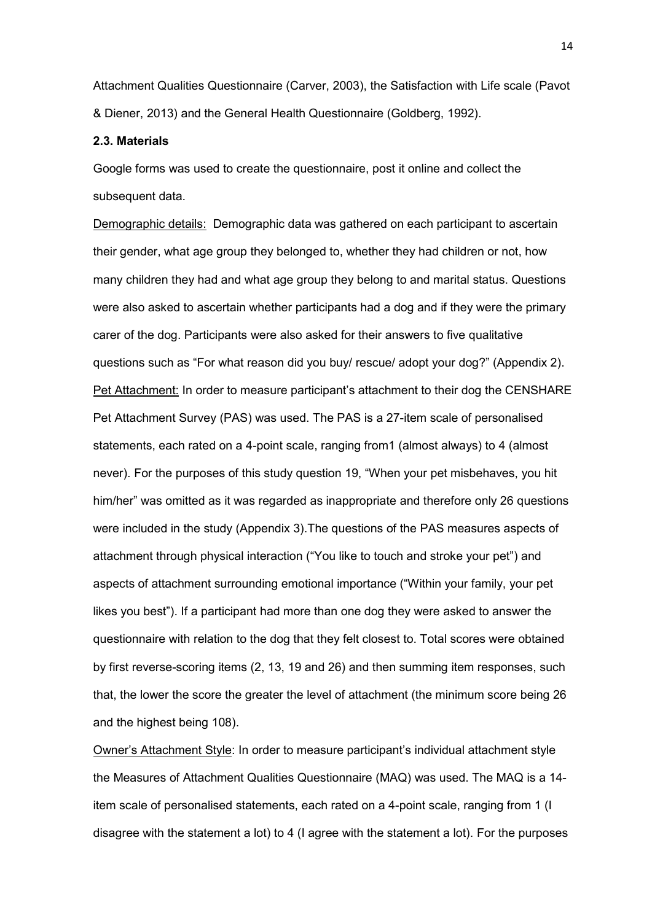Attachment Qualities Questionnaire (Carver, 2003), the Satisfaction with Life scale (Pavot & Diener, 2013) and the General Health Questionnaire (Goldberg, 1992).

**2.3. Materials**

Google forms was used to create the questionnaire, post it online and collect the subsequent data.

Demographic details: Demographic data was gathered on each participant to ascertain their gender, what age group they belonged to, whether they had children or not, how many children they had and what age group they belong to and marital status. Questions were also asked to ascertain whether participants had a dog and if they were the primary carer of the dog. Participants were also asked for their answers to five qualitative questions such as "For what reason did you buy/ rescue/ adopt your dog?" (Appendix 2).

Pet Attachment: In order to measure participant's attachment to their dog the CENSHARE Pet Attachment Survey (PAS) was used. The PAS is a 27-item scale of personalised statements, each rated on a 4-point scale, ranging from1 (almost always) to 4 (almost never). For the purposes of this study question 19, "When your pet misbehaves, you hit him/her" was omitted as it was regarded as inappropriate and therefore only 26 questions were included in the study (Appendix 3).The questions of the PAS measures aspects of attachment through physical interaction ("You like to touch and stroke your pet") and aspects of attachment surrounding emotional importance ("Within your family, your pet likes you best"). If a participant had more than one dog they were asked to answer the questionnaire with relation to the dog that they felt closest to. Total scores were obtained by first reverse-scoring items (2, 13, 19 and 26) and then summing item responses, such that, the lower the score the greater the level of attachment (the minimum score being 26 and the highest being 108).

Owner's Attachment Style: In order to measure participant's individual attachment style the Measures of Attachment Qualities Questionnaire (MAQ) was used. The MAQ is a 14-item scale of personalised statements, each rated on a 4-point scale, ranging from 1 (I disagree with the statement a lot) to 4 (I agree with the statement a lot). For the purposes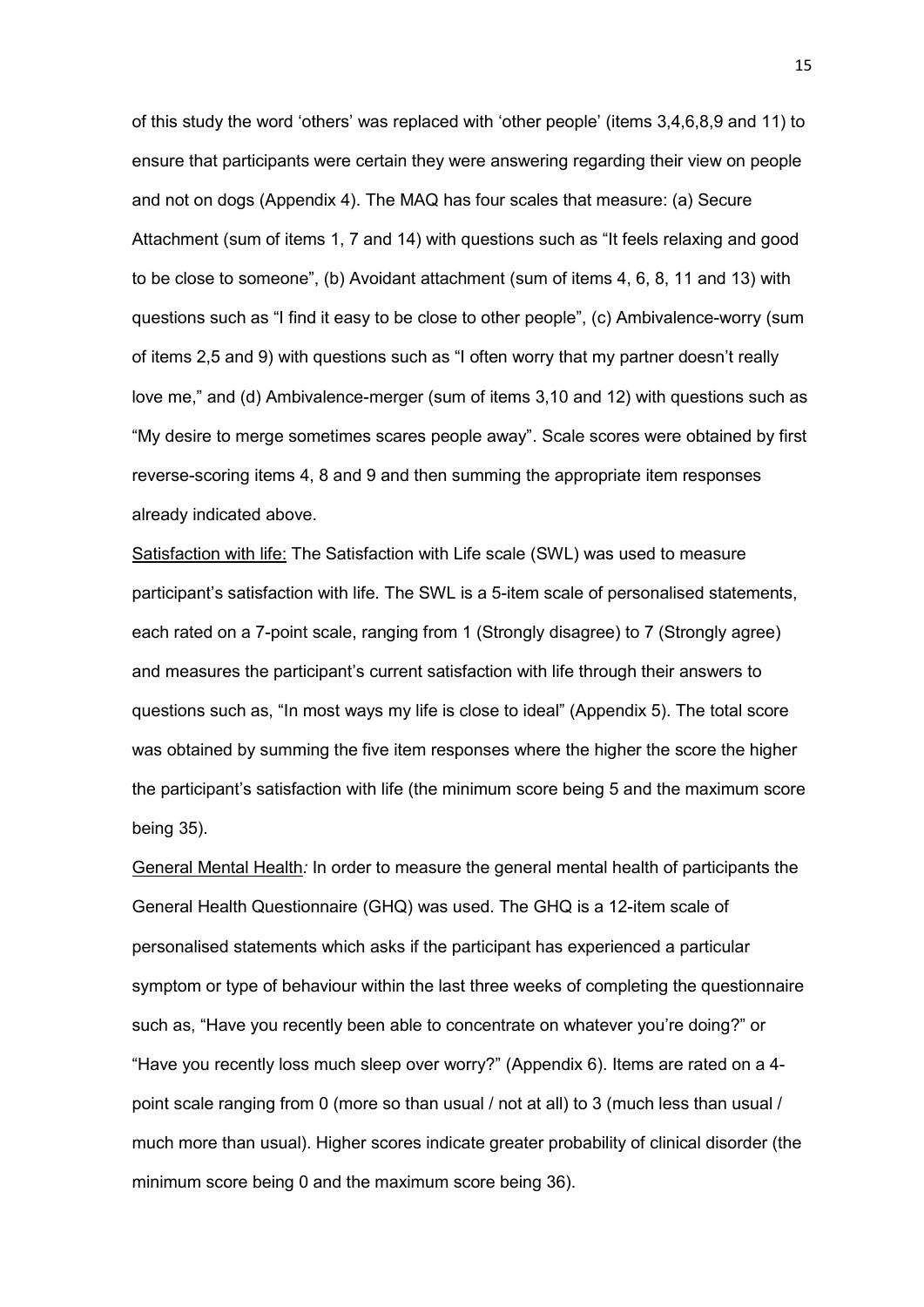of this study the word 'others' was replaced with 'other people' (items 3,4,6,8,9 and 11) to ensure that participants were certain they were answering regarding their view on people and not on dogs (Appendix 4). The MAQ has four scales that measure: (a) Secure Attachment (sum of items 1, 7 and 14) with questions such as "It feels relaxing and good to be close to someone", (b) Avoidant attachment (sum of items 4, 6, 8, 11 and 13) with questions such as "I find it easy to be close to other people", (c) Ambivalence-worry (sum of items 2,5 and 9) with questions such as "I often worry that my partner doesn't really love me," and (d) Ambivalence-merger (sum of items 3,10 and 12) with questions such as "My desire to merge sometimes scares people away". Scale scores were obtained by first reverse-scoring items 4, 8 and 9 and then summing the appropriate item responses already indicated above.

<u>Satisfaction with life:</u> The Satisfaction with Life scale (SWL) was used to measure participant's satisfaction with life. The SWL is a 5-item scale of personalised statements, each rated on a 7-point scale, ranging from 1 (Strongly disagree) to 7 (Strongly agree) and measures the participant's current satisfaction with life through their answers to questions such as, "In most ways my life is close to ideal" (Appendix 5). The total score was obtained by summing the five item responses where the higher the score the higher the participant's satisfaction with life (the minimum score being 5 and the maximum score being 35).

<u>General Mental Health</u>*:* In order to measure the general mental health of participants the General Health Questionnaire (GHQ) was used. The GHQ is a 12-item scale of personalised statements which asks if the participant has experienced a particular symptom or type of behaviour within the last three weeks of completing the questionnaire such as, "Have you recently been able to concentrate on whatever you're doing?" or "Have you recently loss much sleep over worry?" (Appendix 6). Items are rated on a 4-point scale ranging from 0 (more so than usual / not at all) to 3 (much less than usual / much more than usual). Higher scores indicate greater probability of clinical disorder (the minimum score being 0 and the maximum score being 36).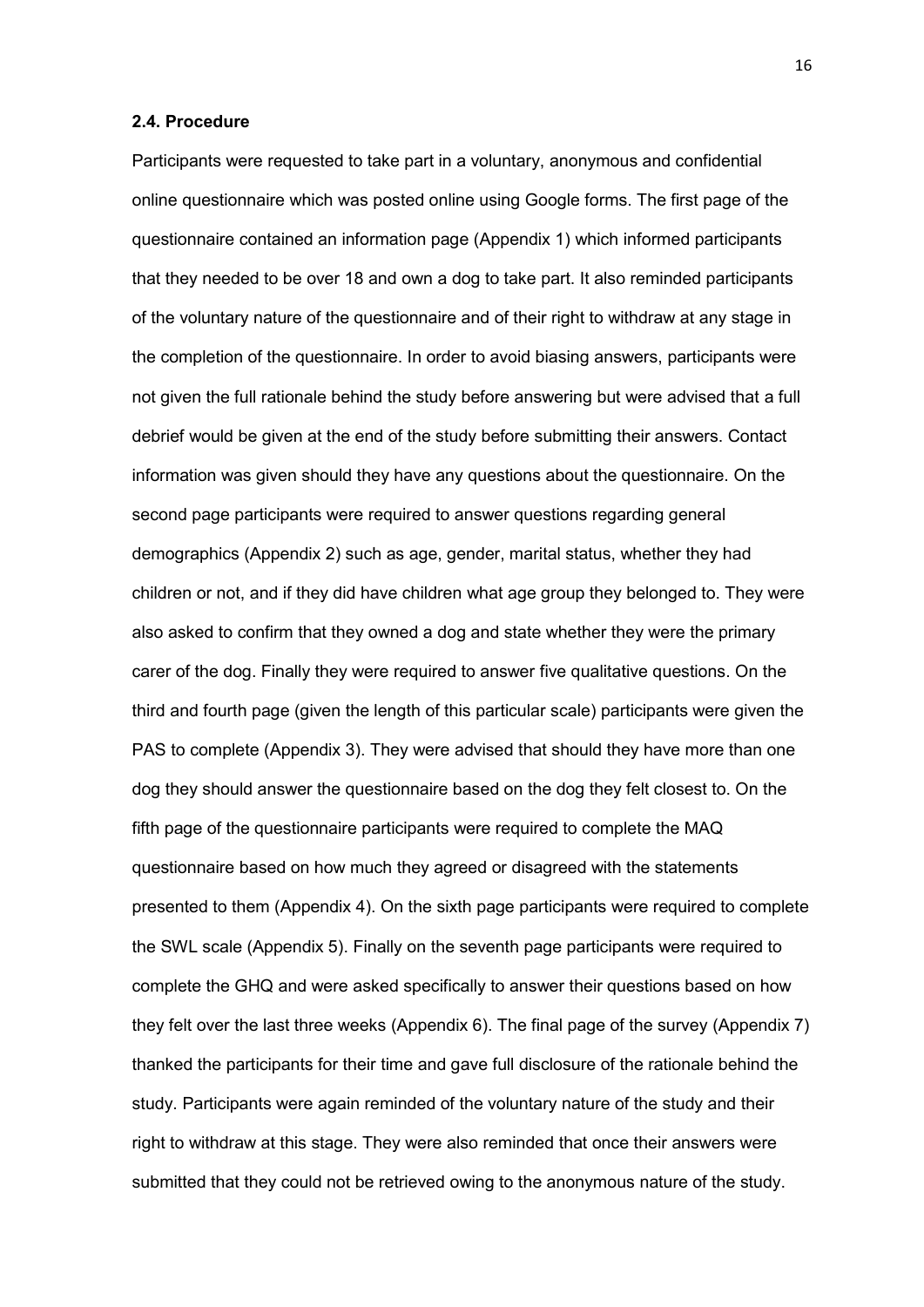### 2.4. Procedure

Participants were requested to take part in a voluntary, anonymous and confidential online questionnaire which was posted online using Google forms. The first page of the questionnaire contained an information page (Appendix 1) which informed participants that they needed to be over 18 and own a dog to take part. It also reminded participants of the voluntary nature of the questionnaire and of their right to withdraw at any stage in the completion of the questionnaire. In order to avoid biasing answers, participants were not given the full rationale behind the study before answering but were advised that a full debrief would be given at the end of the study before submitting their answers. Contact information was given should they have any questions about the questionnaire. On the second page participants were required to answer questions regarding general demographics (Appendix 2) such as age, gender, marital status, whether they had children or not, and if they did have children what age group they belonged to. They were also asked to confirm that they owned a dog and state whether they were the primary carer of the dog. Finally they were required to answer five qualitative questions. On the third and fourth page (given the length of this particular scale) participants were given the PAS to complete (Appendix 3). They were advised that should they have more than one dog they should answer the questionnaire based on the dog they felt closest to. On the fifth page of the questionnaire participants were required to complete the MAQ questionnaire based on how much they agreed or disagreed with the statements presented to them (Appendix 4). On the sixth page participants were required to complete the SWL scale (Appendix 5). Finally on the seventh page participants were required to complete the GHQ and were asked specifically to answer their questions based on how they felt over the last three weeks (Appendix 6). The final page of the survey (Appendix 7) thanked the participants for their time and gave full disclosure of the rationale behind the study. Participants were again reminded of the voluntary nature of the study and their right to withdraw at this stage. They were also reminded that once their answers were submitted that they could not be retrieved owing to the anonymous nature of the study.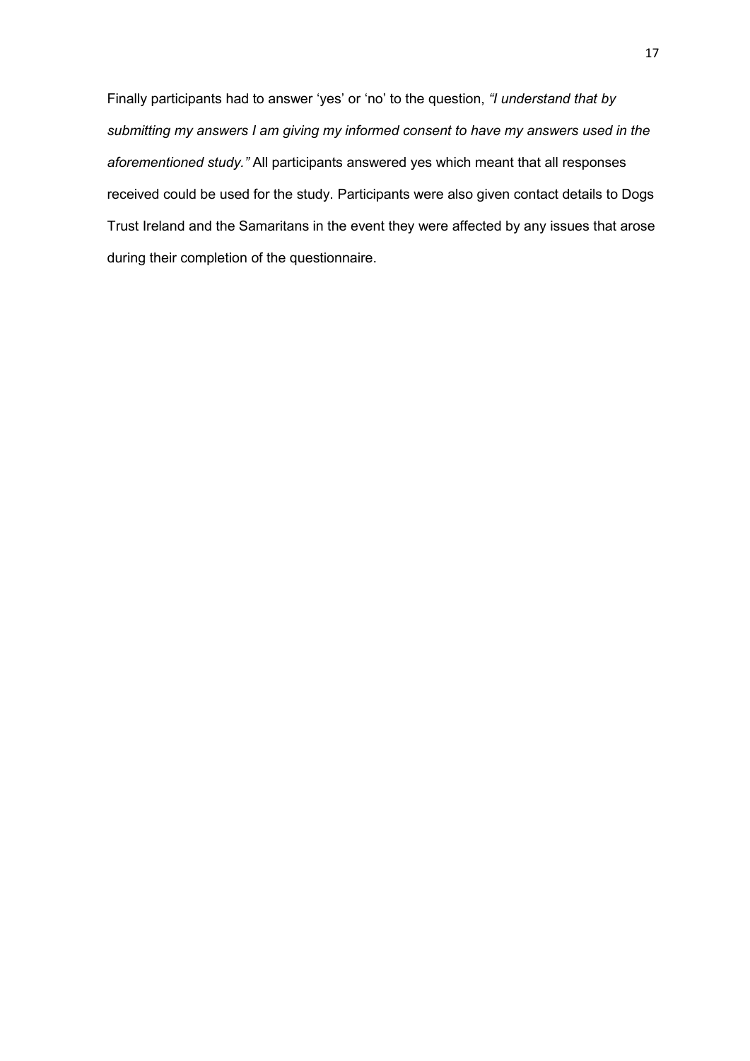Finally participants had to answer 'yes' or 'no' to the question, *"I understand that by submitting my answers I am giving my informed consent to have my answers used in the aforementioned study."* All participants answered yes which meant that all responses received could be used for the study. Participants were also given contact details to Dogs Trust Ireland and the Samaritans in the event they were affected by any issues that arose during their completion of the questionnaire.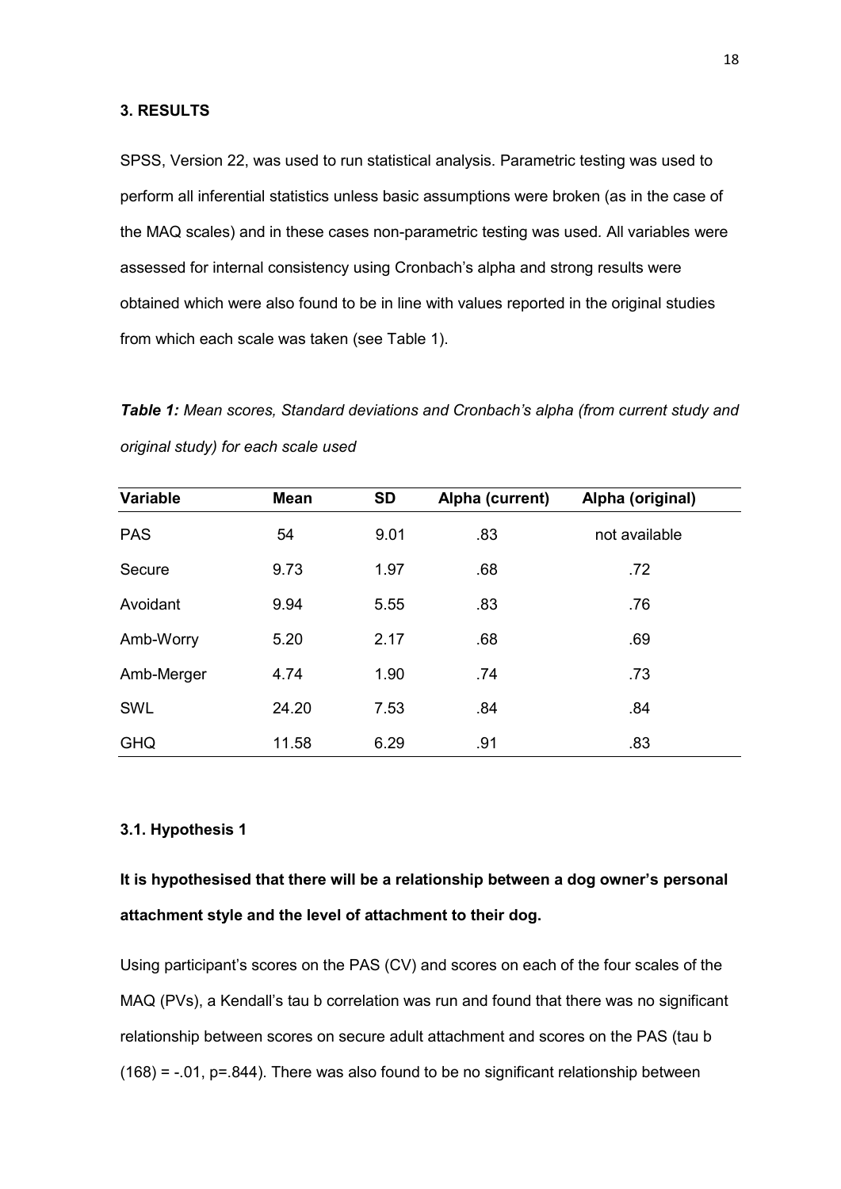## 3. RESULTS

SPSS, Version 22, was used to run statistical analysis. Parametric testing was used to perform all inferential statistics unless basic assumptions were broken (as in the case of the MAQ scales) and in these cases non-parametric testing was used. All variables were assessed for internal consistency using Cronbach's alpha and strong results were obtained which were also found to be in line with values reported in the original studies from which each scale was taken (see Table 1).

***Table 1:*** *Mean scores, Standard deviations and Cronbach's alpha (from current study and original study) for each scale used*

| Variable | Mean | SD | Alpha (current) | Alpha (original) |
|---|---|---|---|---|
| PAS | 54 | 9.01 | .83 | not available |
| Secure | 9.73 | 1.97 | .68 | .72 |
| Avoidant | 9.94 | 5.55 | .83 | .76 |
| Amb-Worry | 5.20 | 2.17 | .68 | .69 |
| Amb-Merger | 4.74 | 1.90 | .74 | .73 |
| SWL | 24.20 | 7.53 | .84 | .84 |
| GHQ | 11.58 | 6.29 | .91 | .83 |

### 3.1. Hypothesis 1

**It is hypothesised that there will be a relationship between a dog owner's personal attachment style and the level of attachment to their dog.**

Using participant's scores on the PAS (CV) and scores on each of the four scales of the MAQ (PVs), a Kendall's tau b correlation was run and found that there was no significant relationship between scores on secure adult attachment and scores on the PAS (tau b $(168) = -.01$, $p=.844$). There was also found to be no significant relationship between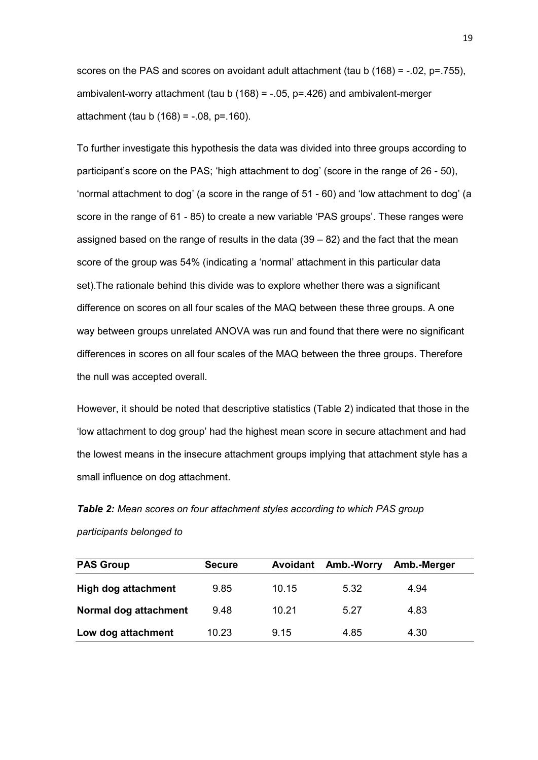scores on the PAS and scores on avoidant adult attachment (tau b (168) = -.02, $p$=.755), ambivalent-worry attachment (tau b (168) = -.05, $p$=.426) and ambivalent-merger attachment (tau b (168) = -.08, $p$=.160).

To further investigate this hypothesis the data was divided into three groups according to participant's score on the PAS; 'high attachment to dog' (score in the range of 26 - 50), 'normal attachment to dog' (a score in the range of 51 - 60) and 'low attachment to dog' (a score in the range of 61 - 85) to create a new variable 'PAS groups'. These ranges were assigned based on the range of results in the data (39 – 82) and the fact that the mean score of the group was 54% (indicating a 'normal' attachment in this particular data set).The rationale behind this divide was to explore whether there was a significant difference on scores on all four scales of the MAQ between these three groups. A one way between groups unrelated ANOVA was run and found that there were no significant differences in scores on all four scales of the MAQ between the three groups. Therefore the null was accepted overall.

However, it should be noted that descriptive statistics (Table 2) indicated that those in the 'low attachment to dog group' had the highest mean score in secure attachment and had the lowest means in the insecure attachment groups implying that attachment style has a small influence on dog attachment.

***Table 2:*** *Mean scores on four attachment styles according to which PAS group participants belonged to*

| PAS Group | Secure | Avoidant | Amb.-Worry | Amb.-Merger |
|---|---|---|---|---|
| **High dog attachment** | 9.85 | 10.15 | 5.32 | 4.94 |
| **Normal dog attachment** | 9.48 | 10.21 | 5.27 | 4.83 |
| **Low dog attachment** | 10.23 | 9.15 | 4.85 | 4.30 |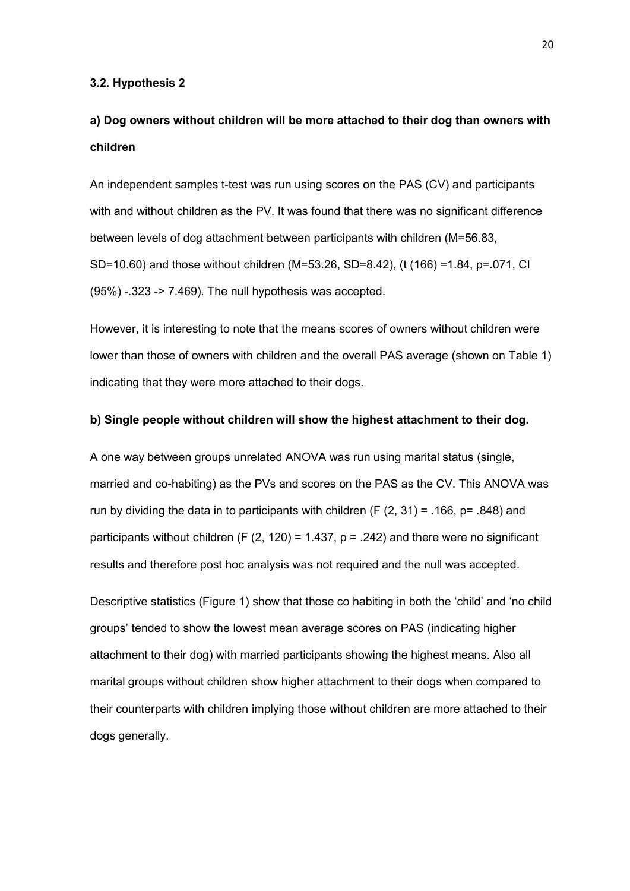### 3.2. Hypothesis 2

#### a) Dog owners without children will be more attached to their dog than owners with children

An independent samples t-test was run using scores on the PAS (CV) and participants with and without children as the PV. It was found that there was no significant difference between levels of dog attachment between participants with children (M=56.83, SD=10.60) and those without children (M=53.26, SD=8.42), ($t$ (166) =1.84, $p$=.071, CI (95%) -.323 -> 7.469). The null hypothesis was accepted.

However, it is interesting to note that the means scores of owners without children were lower than those of owners with children and the overall PAS average (shown on Table 1) indicating that they were more attached to their dogs.

#### b) Single people without children will show the highest attachment to their dog.

A one way between groups unrelated ANOVA was run using marital status (single, married and co-habiting) as the PVs and scores on the PAS as the CV. This ANOVA was run by dividing the data in to participants with children ($F$ (2, 31) = .166, $p$= .848) and participants without children ($F$ (2, 120) = 1.437, $p$ = .242) and there were no significant results and therefore post hoc analysis was not required and the null was accepted.

Descriptive statistics (Figure 1) show that those co habiting in both the 'child' and 'no child groups' tended to show the lowest mean average scores on PAS (indicating higher attachment to their dog) with married participants showing the highest means. Also all marital groups without children show higher attachment to their dogs when compared to their counterparts with children implying those without children are more attached to their dogs generally.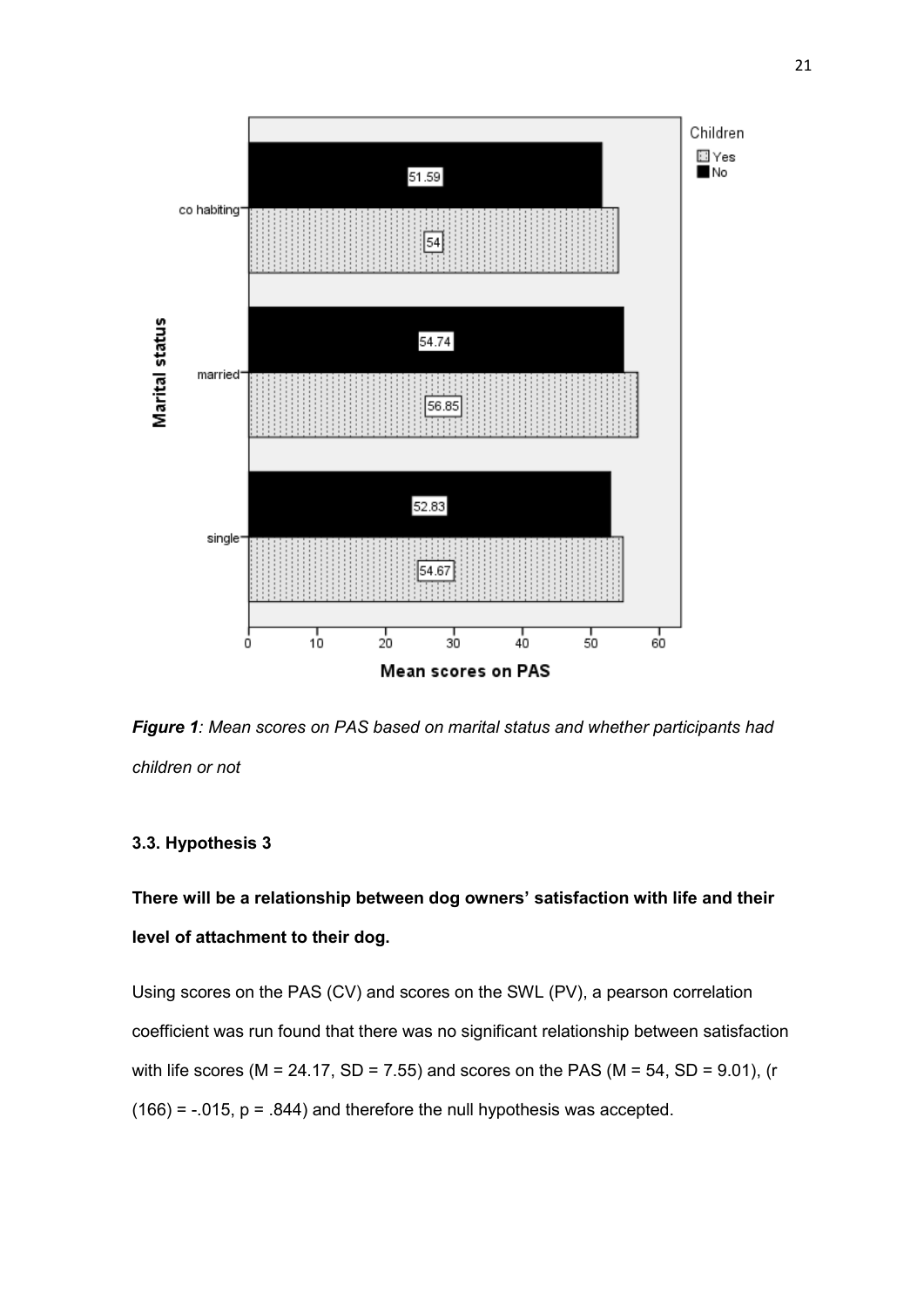*Figure 1: Mean scores on PAS based on marital status and whether participants had children or not*

### 3.3. Hypothesis 3

**There will be a relationship between dog owners' satisfaction with life and their level of attachment to their dog.**

Using scores on the PAS (CV) and scores on the SWL (PV), a pearson correlation coefficient was run found that there was no significant relationship between satisfaction with life scores ($M = 24.17$, $SD = 7.55$) and scores on the PAS ($M = 54$, $SD = 9.01$), ($r$ $(166) = -.015$, $p = .844$) and therefore the null hypothesis was accepted.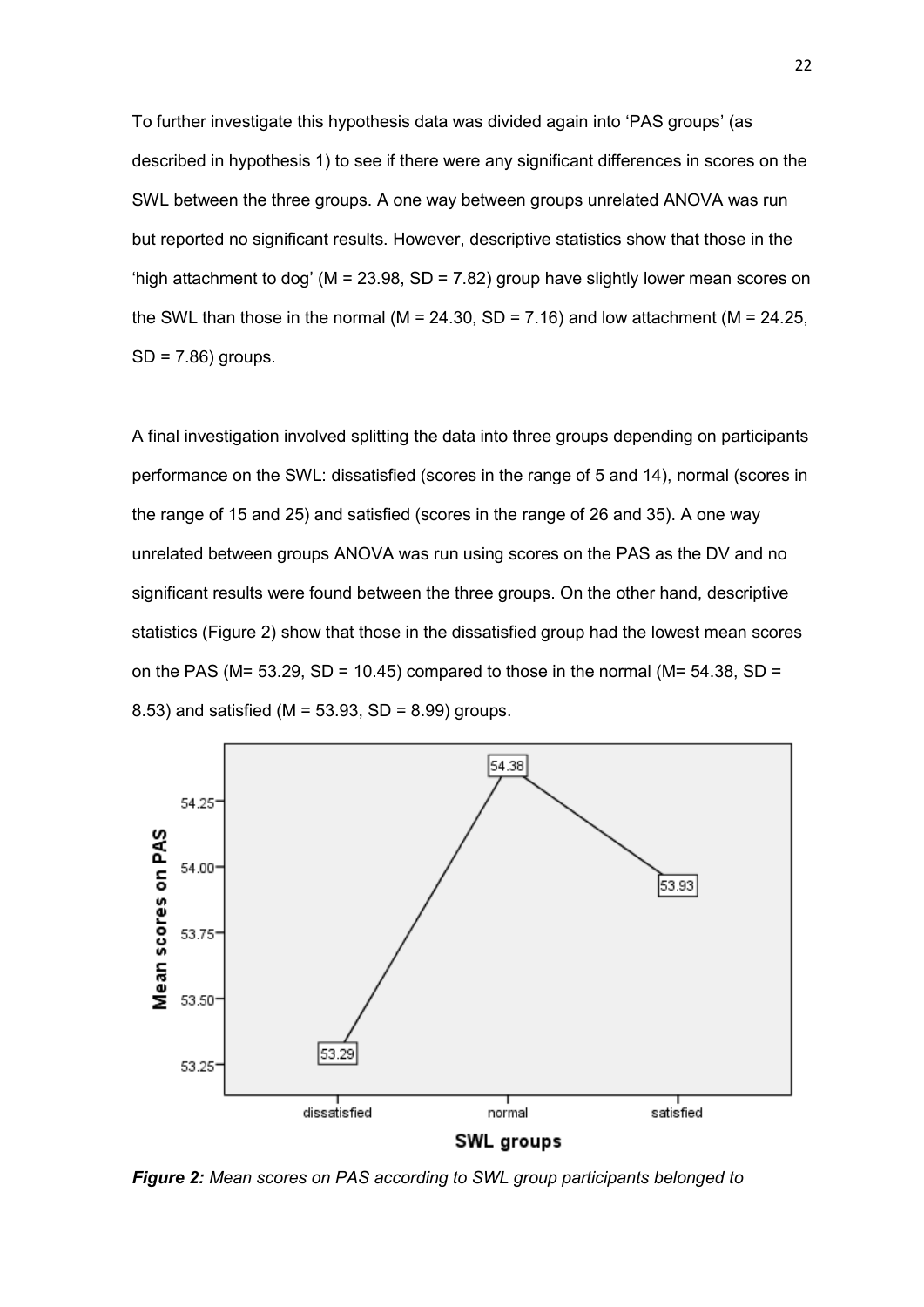To further investigate this hypothesis data was divided again into 'PAS groups' (as described in hypothesis 1) to see if there were any significant differences in scores on the SWL between the three groups. A one way between groups unrelated ANOVA was run but reported no significant results. However, descriptive statistics show that those in the 'high attachment to dog' (M = 23.98, SD = 7.82) group have slightly lower mean scores on the SWL than those in the normal (M = 24.30, SD = 7.16) and low attachment (M = 24.25, SD = 7.86) groups.

A final investigation involved splitting the data into three groups depending on participants performance on the SWL: dissatisfied (scores in the range of 5 and 14), normal (scores in the range of 15 and 25) and satisfied (scores in the range of 26 and 35). A one way unrelated between groups ANOVA was run using scores on the PAS as the DV and no significant results were found between the three groups. On the other hand, descriptive statistics (Figure 2) show that those in the dissatisfied group had the lowest mean scores on the PAS (M= 53.29, SD = 10.45) compared to those in the normal (M= 54.38, SD = 8.53) and satisfied (M = 53.93, SD = 8.99) groups.

***Figure 2:*** *Mean scores on PAS according to SWL group participants belonged to*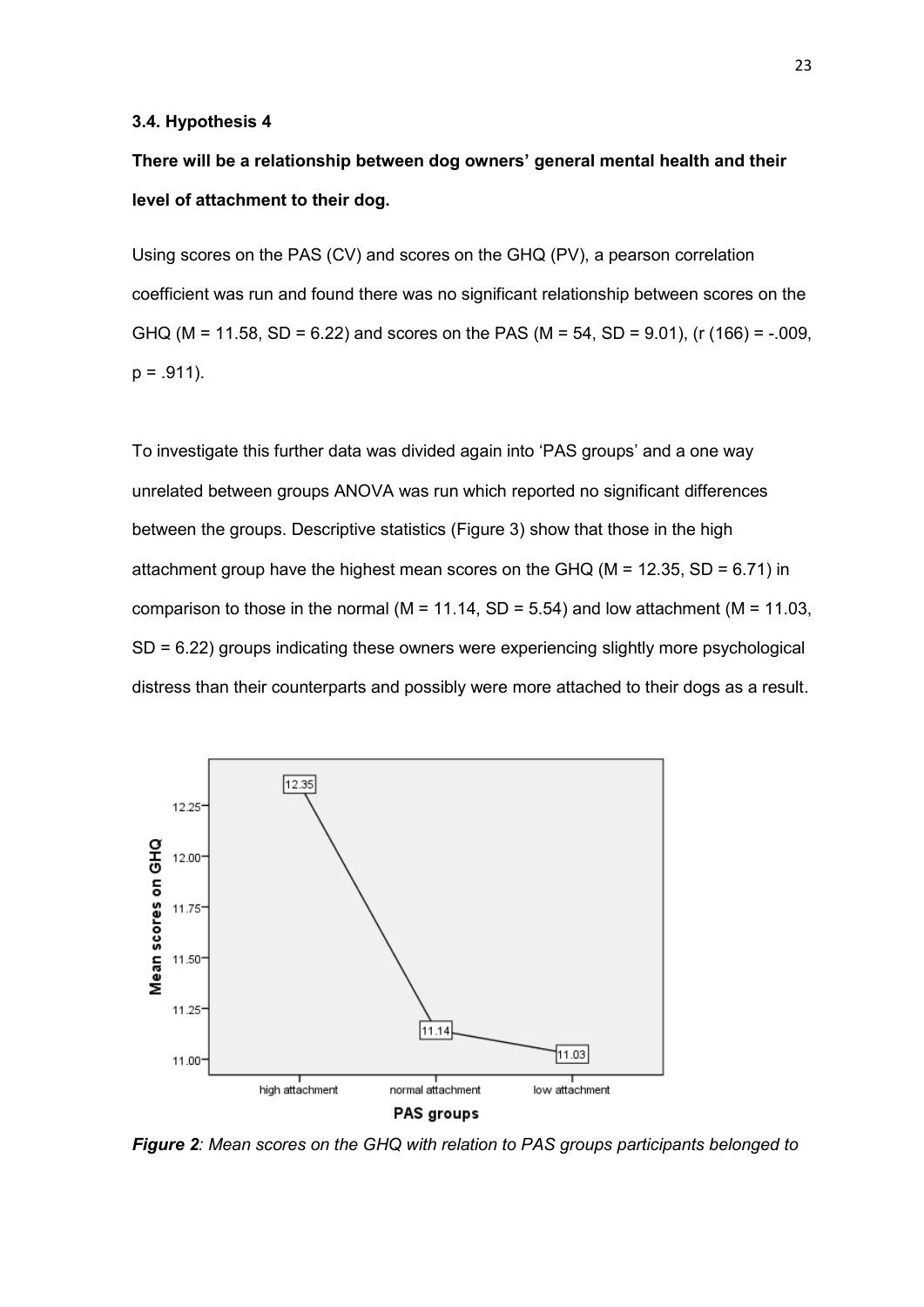### 3.4. Hypothesis 4

**There will be a relationship between dog owners' general mental health and their level of attachment to their dog.**

Using scores on the PAS (CV) and scores on the GHQ (PV), a pearson correlation coefficient was run and found there was no significant relationship between scores on the GHQ ($M = 11.58$, $SD = 6.22$) and scores on the PAS ($M = 54$, $SD = 9.01$), ($r(166) = -.009$, $p = .911$).

To investigate this further data was divided again into 'PAS groups' and a one way unrelated between groups ANOVA was run which reported no significant differences between the groups. Descriptive statistics (Figure 3) show that those in the high attachment group have the highest mean scores on the GHQ ($M = 12.35$, $SD = 6.71$) in comparison to those in the normal ($M = 11.14$, $SD = 5.54$) and low attachment ($M = 11.03$, $SD = 6.22$) groups indicating these owners were experiencing slightly more psychological distress than their counterparts and possibly were more attached to their dogs as a result.

***Figure 2**: Mean scores on the GHQ with relation to PAS groups participants belonged to*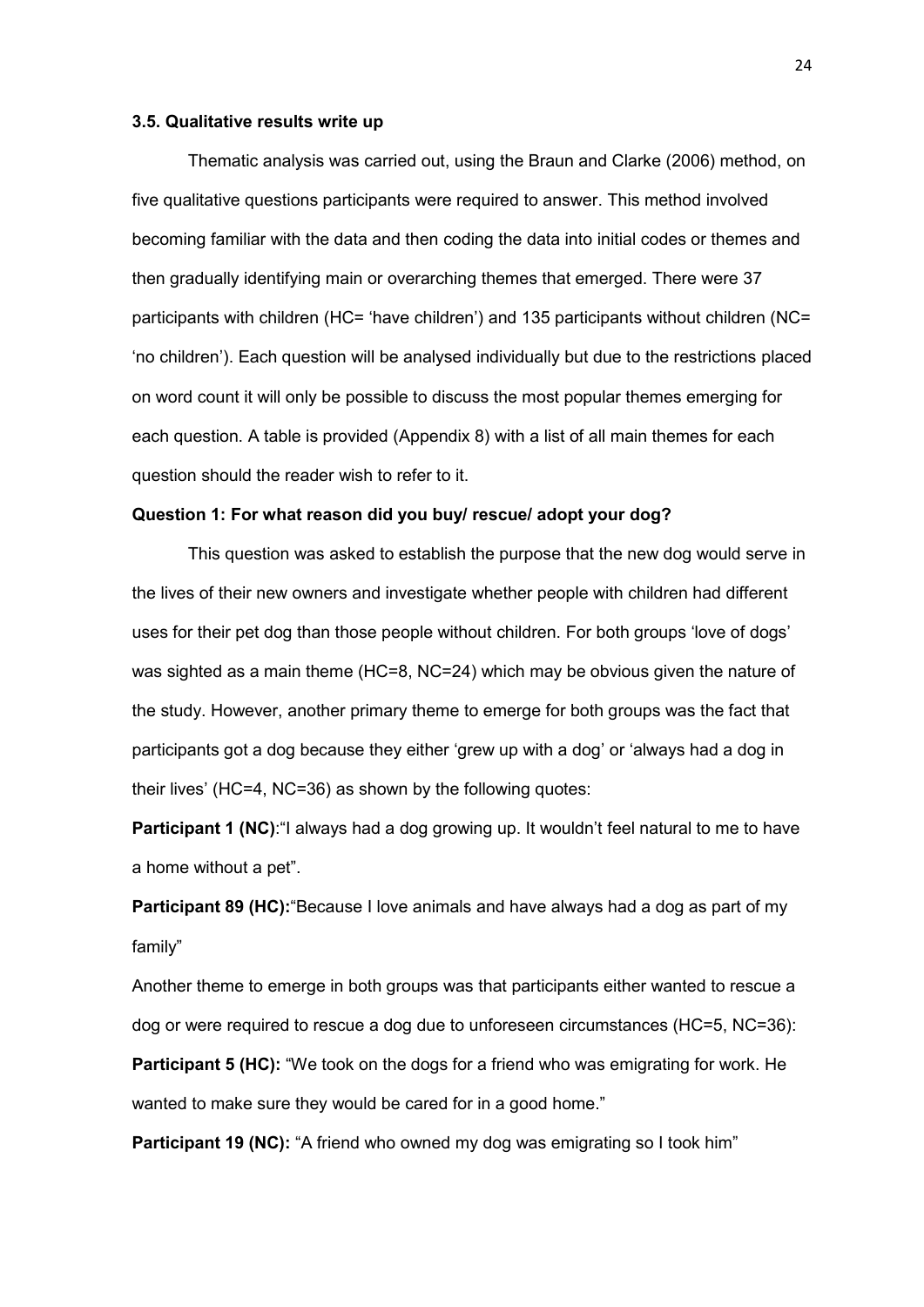### 3.5. Qualitative results write up

Thematic analysis was carried out, using the Braun and Clarke (2006) method, on five qualitative questions participants were required to answer. This method involved becoming familiar with the data and then coding the data into initial codes or themes and then gradually identifying main or overarching themes that emerged. There were 37 participants with children (HC= 'have children') and 135 participants without children (NC= 'no children'). Each question will be analysed individually but due to the restrictions placed on word count it will only be possible to discuss the most popular themes emerging for each question. A table is provided (Appendix 8) with a list of all main themes for each question should the reader wish to refer to it.

**Question 1: For what reason did you buy/ rescue/ adopt your dog?**

This question was asked to establish the purpose that the new dog would serve in the lives of their new owners and investigate whether people with children had different uses for their pet dog than those people without children. For both groups 'love of dogs' was sighted as a main theme (HC=8, NC=24) which may be obvious given the nature of the study. However, another primary theme to emerge for both groups was the fact that participants got a dog because they either 'grew up with a dog' or 'always had a dog in their lives' (HC=4, NC=36) as shown by the following quotes:

**Participant 1 (NC)**:"I always had a dog growing up. It wouldn't feel natural to me to have a home without a pet".

**Participant 89 (HC):**"Because I love animals and have always had a dog as part of my family"

Another theme to emerge in both groups was that participants either wanted to rescue a dog or were required to rescue a dog due to unforeseen circumstances (HC=5, NC=36):

**Participant 5 (HC):** "We took on the dogs for a friend who was emigrating for work. He wanted to make sure they would be cared for in a good home."

**Participant 19 (NC):** "A friend who owned my dog was emigrating so I took him"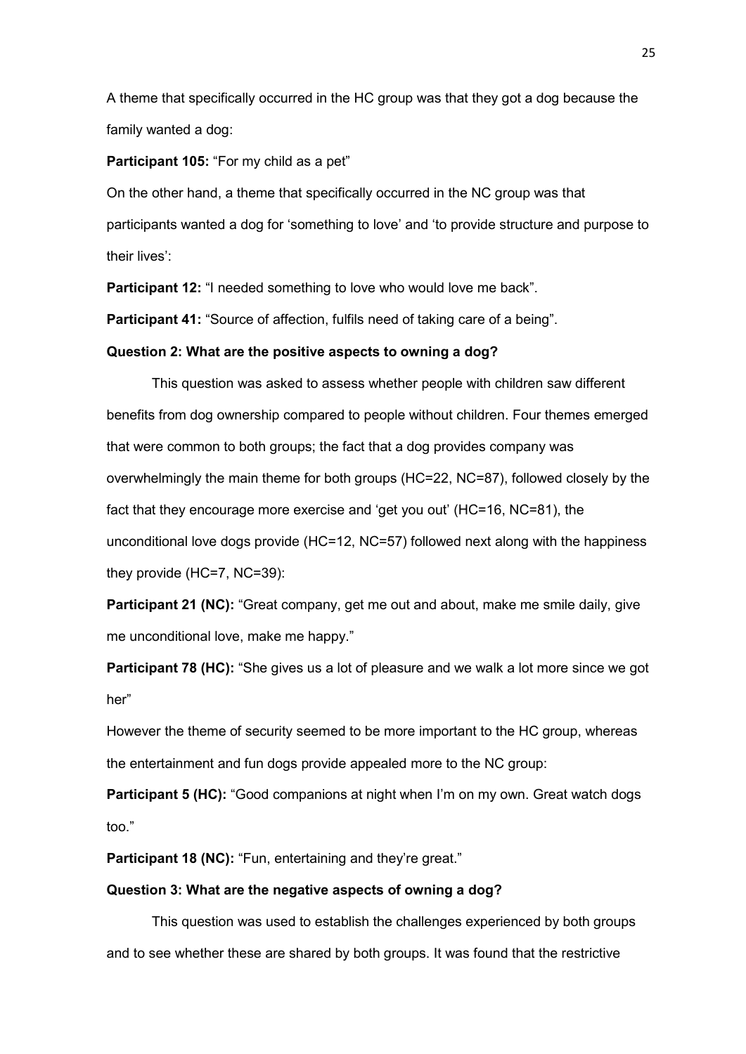A theme that specifically occurred in the HC group was that they got a dog because the family wanted a dog:

**Participant 105:** "For my child as a pet"

On the other hand, a theme that specifically occurred in the NC group was that participants wanted a dog for 'something to love' and 'to provide structure and purpose to their lives':

**Participant 12:** "I needed something to love who would love me back".

**Participant 41:** "Source of affection, fulfils need of taking care of a being".

**Question 2: What are the positive aspects to owning a dog?**

This question was asked to assess whether people with children saw different benefits from dog ownership compared to people without children. Four themes emerged that were common to both groups; the fact that a dog provides company was overwhelmingly the main theme for both groups (HC=22, NC=87), followed closely by the fact that they encourage more exercise and 'get you out' (HC=16, NC=81), the unconditional love dogs provide (HC=12, NC=57) followed next along with the happiness they provide (HC=7, NC=39):

**Participant 21 (NC):** "Great company, get me out and about, make me smile daily, give me unconditional love, make me happy."

**Participant 78 (HC):** "She gives us a lot of pleasure and we walk a lot more since we got her"

However the theme of security seemed to be more important to the HC group, whereas the entertainment and fun dogs provide appealed more to the NC group:

**Participant 5 (HC):** "Good companions at night when I'm on my own. Great watch dogs too."

**Participant 18 (NC):** "Fun, entertaining and they're great."

**Question 3: What are the negative aspects of owning a dog?**

This question was used to establish the challenges experienced by both groups and to see whether these are shared by both groups. It was found that the restrictive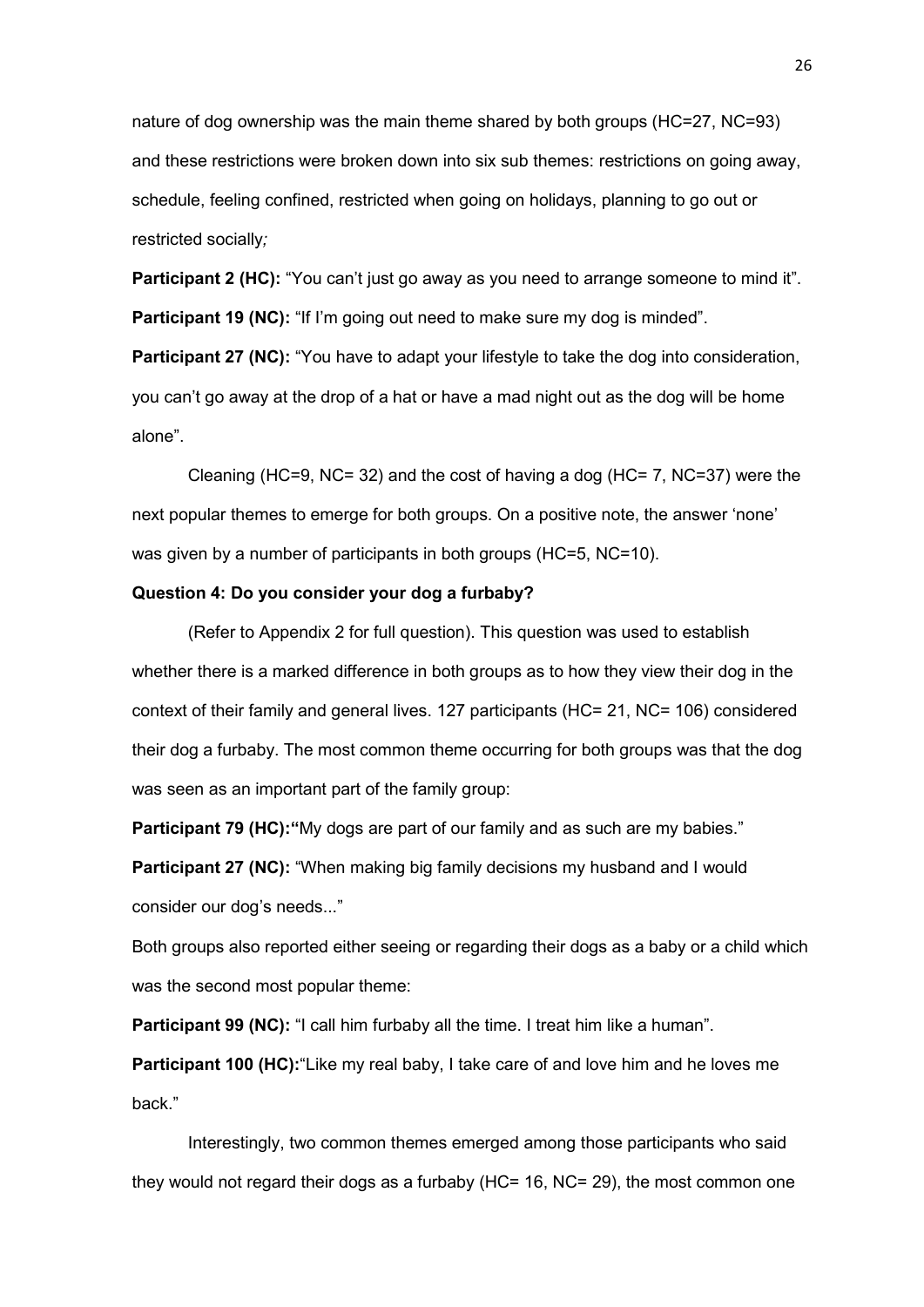nature of dog ownership was the main theme shared by both groups (HC=27, NC=93) and these restrictions were broken down into six sub themes: restrictions on going away, schedule, feeling confined, restricted when going on holidays, planning to go out or restricted socially*;*

**Participant 2 (HC):** "You can't just go away as you need to arrange someone to mind it".

**Participant 19 (NC):** "If I'm going out need to make sure my dog is minded".

**Participant 27 (NC):** "You have to adapt your lifestyle to take the dog into consideration, you can't go away at the drop of a hat or have a mad night out as the dog will be home alone".

Cleaning (HC=9, NC= 32) and the cost of having a dog (HC= 7, NC=37) were the next popular themes to emerge for both groups. On a positive note, the answer 'none' was given by a number of participants in both groups (HC=5, NC=10).

**Question 4: Do you consider your dog a furbaby?**

(Refer to Appendix 2 for full question). This question was used to establish whether there is a marked difference in both groups as to how they view their dog in the context of their family and general lives. 127 participants (HC= 21, NC= 106) considered their dog a furbaby. The most common theme occurring for both groups was that the dog was seen as an important part of the family group:

**Participant 79 (HC):"**My dogs are part of our family and as such are my babies."

**Participant 27 (NC):** "When making big family decisions my husband and I would consider our dog's needs..."

Both groups also reported either seeing or regarding their dogs as a baby or a child which was the second most popular theme:

**Participant 99 (NC):** "I call him furbaby all the time. I treat him like a human".

**Participant 100 (HC):**"Like my real baby, I take care of and love him and he loves me back."

Interestingly, two common themes emerged among those participants who said they would not regard their dogs as a furbaby (HC= 16, NC= 29), the most common one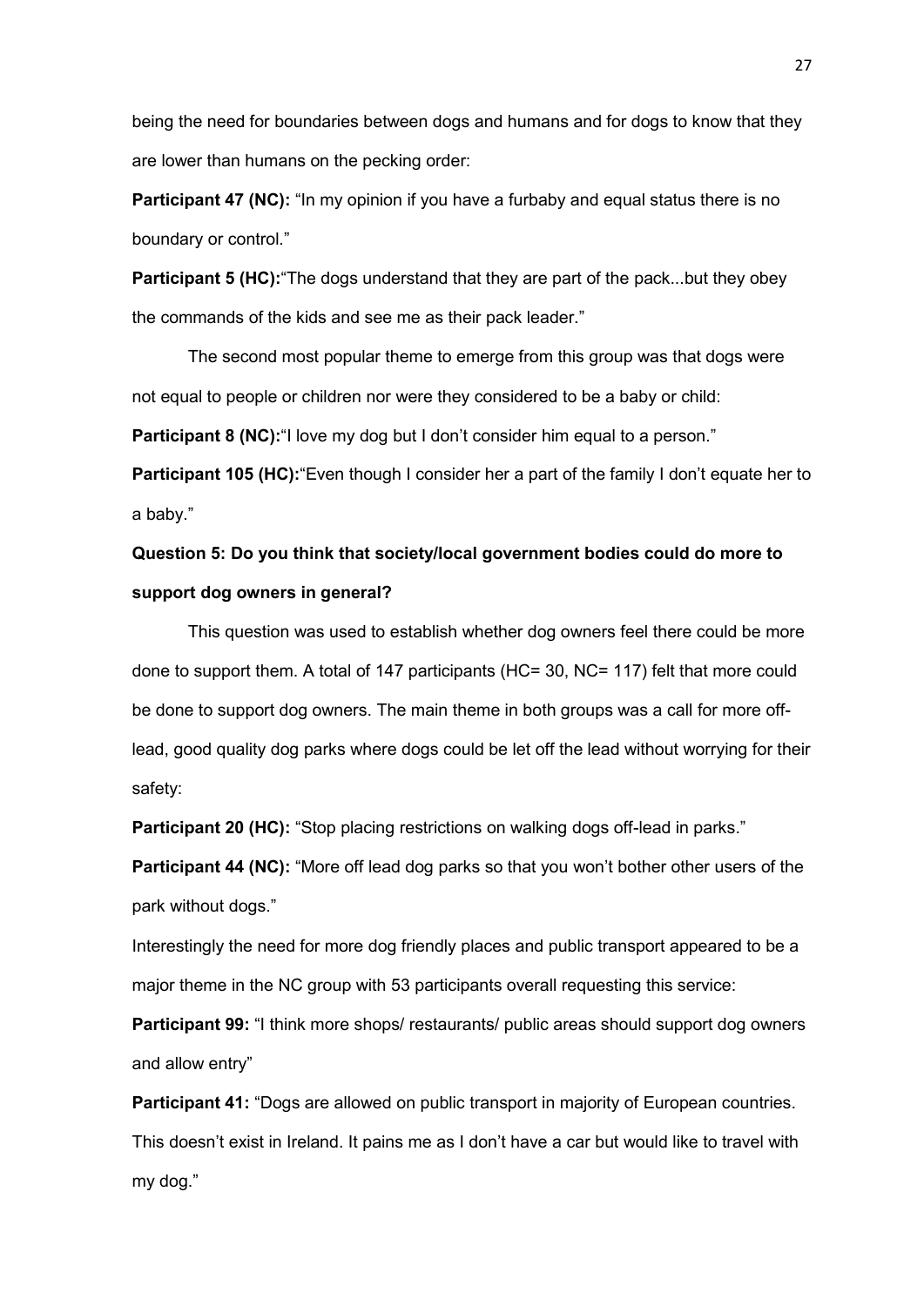being the need for boundaries between dogs and humans and for dogs to know that they are lower than humans on the pecking order:

**Participant 47 (NC):** "In my opinion if you have a furbaby and equal status there is no boundary or control."

**Participant 5 (HC):**"The dogs understand that they are part of the pack...but they obey the commands of the kids and see me as their pack leader."

The second most popular theme to emerge from this group was that dogs were not equal to people or children nor were they considered to be a baby or child:

**Participant 8 (NC):**"I love my dog but I don't consider him equal to a person."

**Participant 105 (HC):**"Even though I consider her a part of the family I don't equate her to a baby."

**Question 5: Do you think that society/local government bodies could do more to support dog owners in general?**

This question was used to establish whether dog owners feel there could be more done to support them. A total of 147 participants (HC= 30, NC= 117) felt that more could be done to support dog owners. The main theme in both groups was a call for more off-lead, good quality dog parks where dogs could be let off the lead without worrying for their safety:

**Participant 20 (HC):** "Stop placing restrictions on walking dogs off-lead in parks."

**Participant 44 (NC):** "More off lead dog parks so that you won't bother other users of the park without dogs."

Interestingly the need for more dog friendly places and public transport appeared to be a major theme in the NC group with 53 participants overall requesting this service:

**Participant 99:** "I think more shops/ restaurants/ public areas should support dog owners and allow entry"

**Participant 41:** "Dogs are allowed on public transport in majority of European countries. This doesn't exist in Ireland. It pains me as I don't have a car but would like to travel with my dog."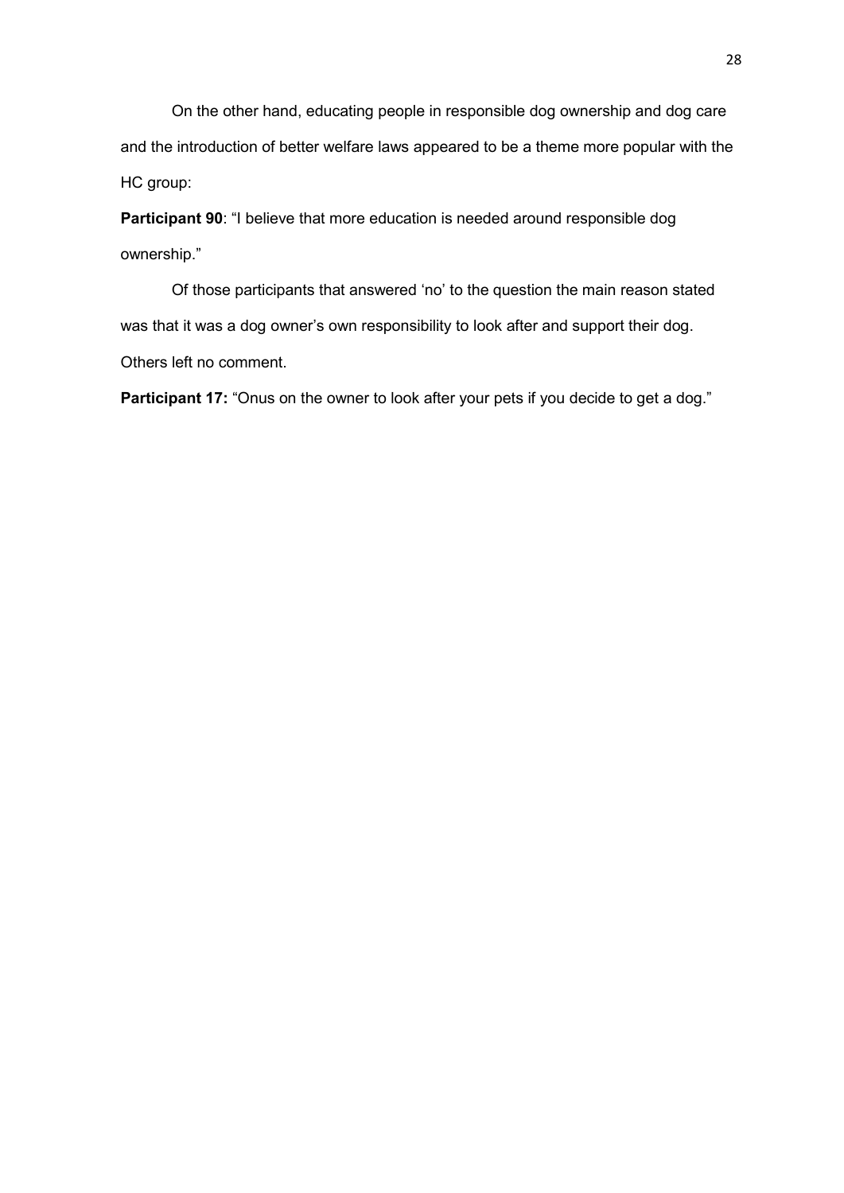On the other hand, educating people in responsible dog ownership and dog care and the introduction of better welfare laws appeared to be a theme more popular with the HC group:

**Participant 90**: “I believe that more education is needed around responsible dog ownership.”

Of those participants that answered ‘no’ to the question the main reason stated was that it was a dog owner’s own responsibility to look after and support their dog. Others left no comment.

**Participant 17:** “Onus on the owner to look after your pets if you decide to get a dog.”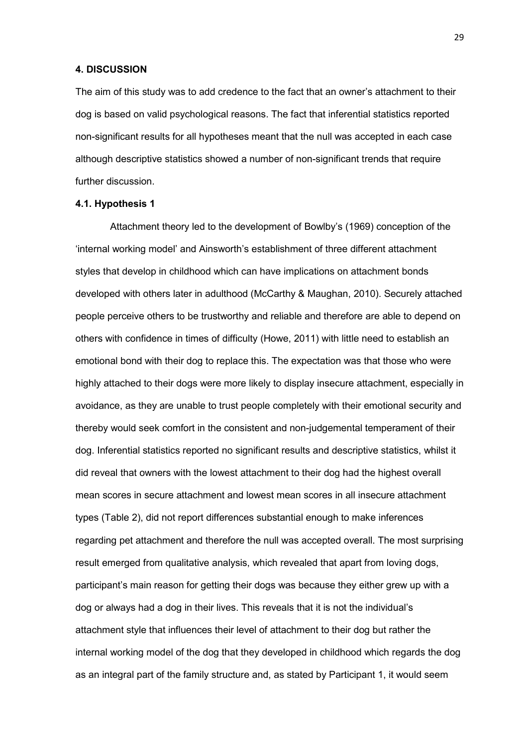## 4. DISCUSSION

The aim of this study was to add credence to the fact that an owner's attachment to their dog is based on valid psychological reasons. The fact that inferential statistics reported non-significant results for all hypotheses meant that the null was accepted in each case although descriptive statistics showed a number of non-significant trends that require further discussion.

### 4.1. Hypothesis 1

Attachment theory led to the development of Bowlby's (1969) conception of the 'internal working model' and Ainsworth's establishment of three different attachment styles that develop in childhood which can have implications on attachment bonds developed with others later in adulthood (McCarthy & Maughan, 2010). Securely attached people perceive others to be trustworthy and reliable and therefore are able to depend on others with confidence in times of difficulty (Howe, 2011) with little need to establish an emotional bond with their dog to replace this. The expectation was that those who were highly attached to their dogs were more likely to display insecure attachment, especially in avoidance, as they are unable to trust people completely with their emotional security and thereby would seek comfort in the consistent and non-judgemental temperament of their dog. Inferential statistics reported no significant results and descriptive statistics, whilst it did reveal that owners with the lowest attachment to their dog had the highest overall mean scores in secure attachment and lowest mean scores in all insecure attachment types (Table 2), did not report differences substantial enough to make inferences regarding pet attachment and therefore the null was accepted overall. The most surprising result emerged from qualitative analysis, which revealed that apart from loving dogs, participant's main reason for getting their dogs was because they either grew up with a dog or always had a dog in their lives. This reveals that it is not the individual's attachment style that influences their level of attachment to their dog but rather the internal working model of the dog that they developed in childhood which regards the dog as an integral part of the family structure and, as stated by Participant 1, it would seem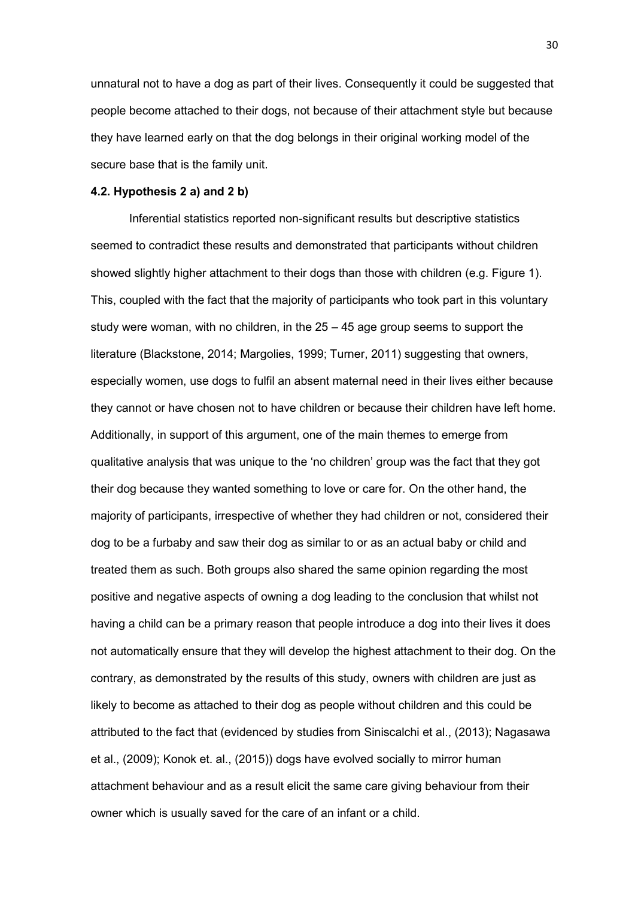unnatural not to have a dog as part of their lives. Consequently it could be suggested that people become attached to their dogs, not because of their attachment style but because they have learned early on that the dog belongs in their original working model of the secure base that is the family unit.

### 4.2. Hypothesis 2 a) and 2 b)

Inferential statistics reported non-significant results but descriptive statistics seemed to contradict these results and demonstrated that participants without children showed slightly higher attachment to their dogs than those with children (e.g. Figure 1). This, coupled with the fact that the majority of participants who took part in this voluntary study were woman, with no children, in the 25 – 45 age group seems to support the literature (Blackstone, 2014; Margolies, 1999; Turner, 2011) suggesting that owners, especially women, use dogs to fulfil an absent maternal need in their lives either because they cannot or have chosen not to have children or because their children have left home. Additionally, in support of this argument, one of the main themes to emerge from qualitative analysis that was unique to the 'no children' group was the fact that they got their dog because they wanted something to love or care for. On the other hand, the majority of participants, irrespective of whether they had children or not, considered their dog to be a furbaby and saw their dog as similar to or as an actual baby or child and treated them as such. Both groups also shared the same opinion regarding the most positive and negative aspects of owning a dog leading to the conclusion that whilst not having a child can be a primary reason that people introduce a dog into their lives it does not automatically ensure that they will develop the highest attachment to their dog. On the contrary, as demonstrated by the results of this study, owners with children are just as likely to become as attached to their dog as people without children and this could be attributed to the fact that (evidenced by studies from Siniscalchi et al., (2013); Nagasawa et al., (2009); Konok et. al., (2015)) dogs have evolved socially to mirror human attachment behaviour and as a result elicit the same care giving behaviour from their owner which is usually saved for the care of an infant or a child.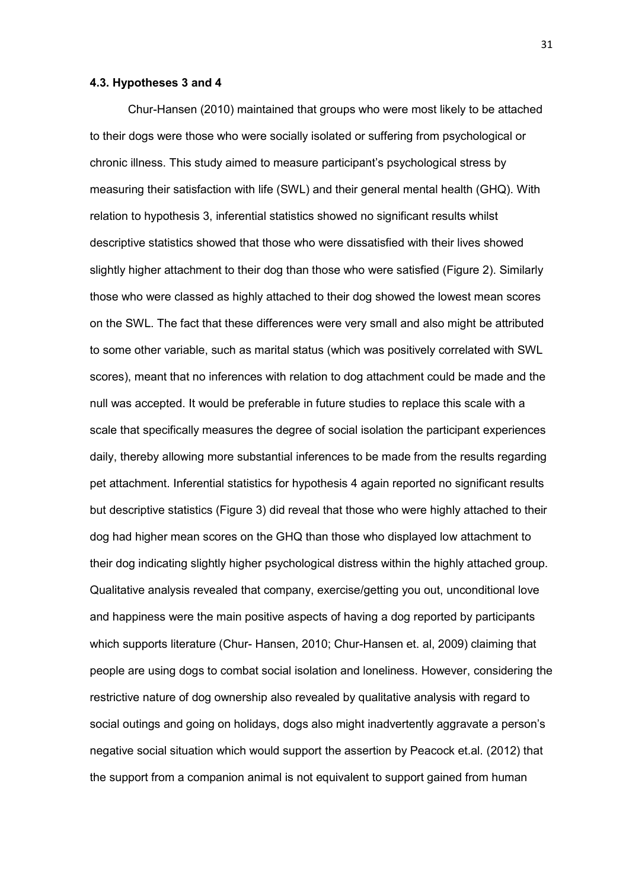#### 4.3. Hypotheses 3 and 4

Chur-Hansen (2010) maintained that groups who were most likely to be attached to their dogs were those who were socially isolated or suffering from psychological or chronic illness. This study aimed to measure participant's psychological stress by measuring their satisfaction with life (SWL) and their general mental health (GHQ). With relation to hypothesis 3, inferential statistics showed no significant results whilst descriptive statistics showed that those who were dissatisfied with their lives showed slightly higher attachment to their dog than those who were satisfied (Figure 2). Similarly those who were classed as highly attached to their dog showed the lowest mean scores on the SWL. The fact that these differences were very small and also might be attributed to some other variable, such as marital status (which was positively correlated with SWL scores), meant that no inferences with relation to dog attachment could be made and the null was accepted. It would be preferable in future studies to replace this scale with a scale that specifically measures the degree of social isolation the participant experiences daily, thereby allowing more substantial inferences to be made from the results regarding pet attachment. Inferential statistics for hypothesis 4 again reported no significant results but descriptive statistics (Figure 3) did reveal that those who were highly attached to their dog had higher mean scores on the GHQ than those who displayed low attachment to their dog indicating slightly higher psychological distress within the highly attached group. Qualitative analysis revealed that company, exercise/getting you out, unconditional love and happiness were the main positive aspects of having a dog reported by participants which supports literature (Chur- Hansen, 2010; Chur-Hansen et. al, 2009) claiming that people are using dogs to combat social isolation and loneliness. However, considering the restrictive nature of dog ownership also revealed by qualitative analysis with regard to social outings and going on holidays, dogs also might inadvertently aggravate a person's negative social situation which would support the assertion by Peacock et.al. (2012) that the support from a companion animal is not equivalent to support gained from human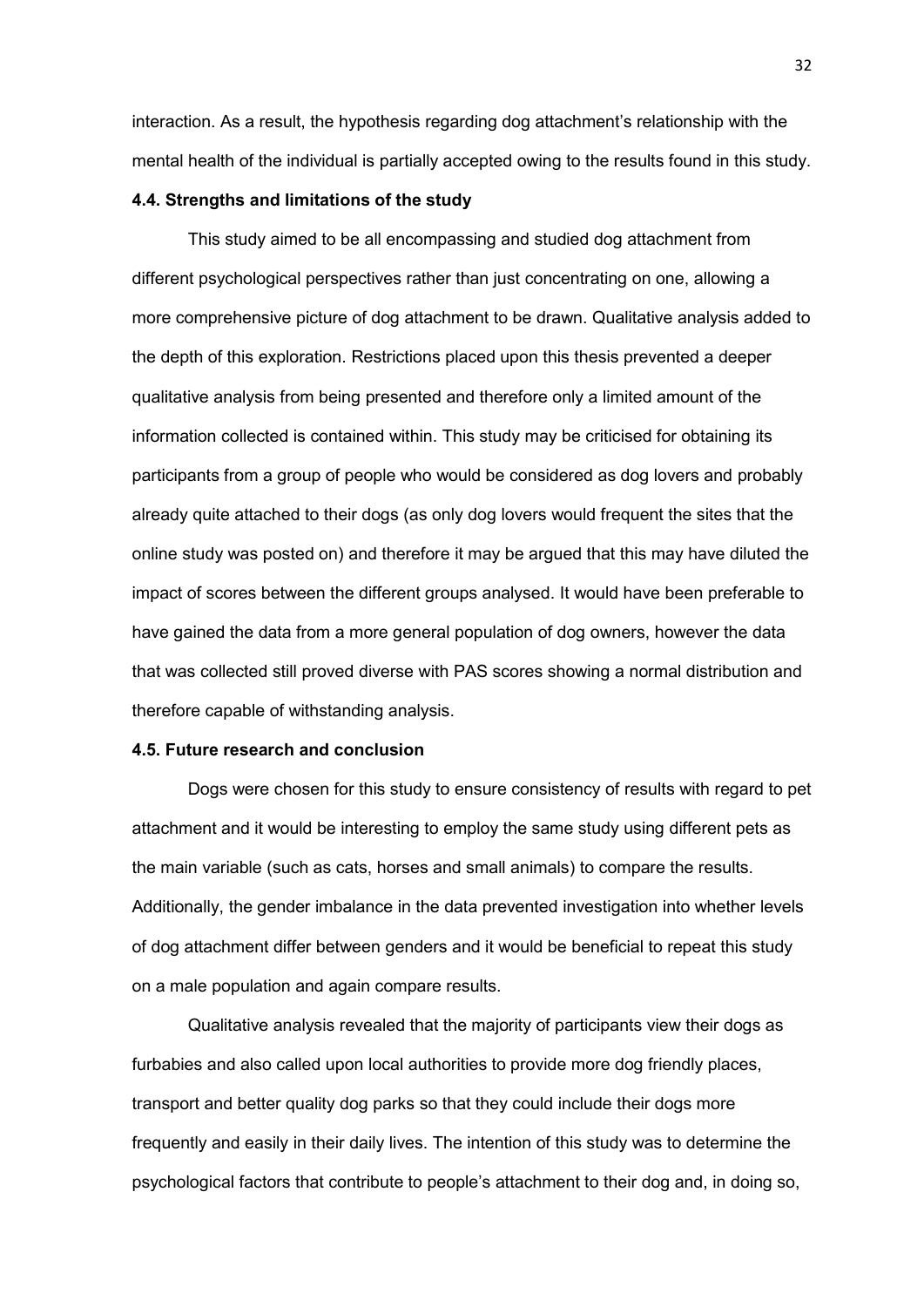interaction. As a result, the hypothesis regarding dog attachment's relationship with the mental health of the individual is partially accepted owing to the results found in this study.

### 4.4. Strengths and limitations of the study

This study aimed to be all encompassing and studied dog attachment from different psychological perspectives rather than just concentrating on one, allowing a more comprehensive picture of dog attachment to be drawn. Qualitative analysis added to the depth of this exploration. Restrictions placed upon this thesis prevented a deeper qualitative analysis from being presented and therefore only a limited amount of the information collected is contained within. This study may be criticised for obtaining its participants from a group of people who would be considered as dog lovers and probably already quite attached to their dogs (as only dog lovers would frequent the sites that the online study was posted on) and therefore it may be argued that this may have diluted the impact of scores between the different groups analysed. It would have been preferable to have gained the data from a more general population of dog owners, however the data that was collected still proved diverse with PAS scores showing a normal distribution and therefore capable of withstanding analysis.

### 4.5. Future research and conclusion

Dogs were chosen for this study to ensure consistency of results with regard to pet attachment and it would be interesting to employ the same study using different pets as the main variable (such as cats, horses and small animals) to compare the results. Additionally, the gender imbalance in the data prevented investigation into whether levels of dog attachment differ between genders and it would be beneficial to repeat this study on a male population and again compare results.

Qualitative analysis revealed that the majority of participants view their dogs as furbabies and also called upon local authorities to provide more dog friendly places, transport and better quality dog parks so that they could include their dogs more frequently and easily in their daily lives. The intention of this study was to determine the psychological factors that contribute to people's attachment to their dog and, in doing so,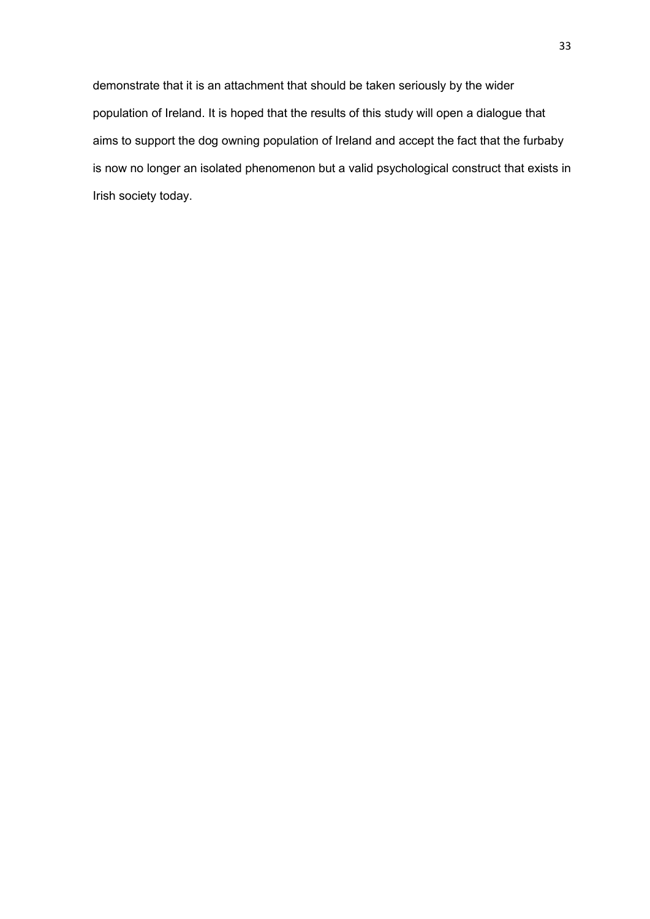demonstrate that it is an attachment that should be taken seriously by the wider population of Ireland. It is hoped that the results of this study will open a dialogue that aims to support the dog owning population of Ireland and accept the fact that the furbaby is now no longer an isolated phenomenon but a valid psychological construct that exists in Irish society today.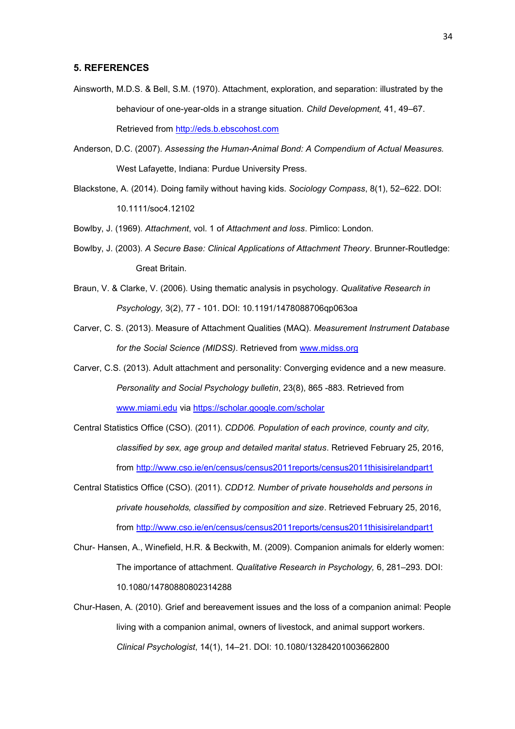## 5. REFERENCES

Ainsworth, M.D.S. & Bell, S.M. (1970). Attachment, exploration, and separation: illustrated by the behaviour of one-year-olds in a strange situation. *Child Development,* 41, 49–67. Retrieved from http://eds.b.ebscohost.com

Anderson, D.C. (2007). *Assessing the Human-Animal Bond: A Compendium of Actual Measures.* West Lafayette, Indiana: Purdue University Press.

Blackstone, A. (2014). Doing family without having kids. *Sociology Compass*, 8(1), 52–622. DOI: 10.1111/soc4.12102

Bowlby, J. (1969). *Attachment*, vol. 1 of *Attachment and loss*. Pimlico: London.

Bowlby, J. (2003). *A Secure Base: Clinical Applications of Attachment Theory*. Brunner-Routledge: Great Britain.

Braun, V. & Clarke, V. (2006). Using thematic analysis in psychology. *Qualitative Research in Psychology,* 3(2), 77 - 101. DOI: 10.1191/1478088706qp063oa

Carver, C. S. (2013). Measure of Attachment Qualities (MAQ). *Measurement Instrument Database for the Social Science (MIDSS)*. Retrieved from www.midss.org

Carver, C.S. (2013). Adult attachment and personality: Converging evidence and a new measure. *Personality and Social Psychology bulletin*, 23(8), 865 -883. Retrieved from www.miami.edu via https://scholar.google.com/scholar

Central Statistics Office (CSO). (2011). *CDD06. Population of each province, county and city, classified by sex, age group and detailed marital status*. Retrieved February 25, 2016, from http://www.cso.ie/en/census/census2011reports/census2011thisisirelandpart1

Central Statistics Office (CSO). (2011). *CDD12. Number of private households and persons in private households, classified by composition and size*. Retrieved February 25, 2016, from http://www.cso.ie/en/census/census2011reports/census2011thisisirelandpart1

Chur- Hansen, A., Winefield, H.R. & Beckwith, M. (2009). Companion animals for elderly women: The importance of attachment. *Qualitative Research in Psychology,* 6, 281–293. DOI: 10.1080/14780880802314288

Chur-Hasen, A. (2010). Grief and bereavement issues and the loss of a companion animal: People living with a companion animal, owners of livestock, and animal support workers. *Clinical Psychologist*, 14(1), 14–21. DOI: 10.1080/13284201003662800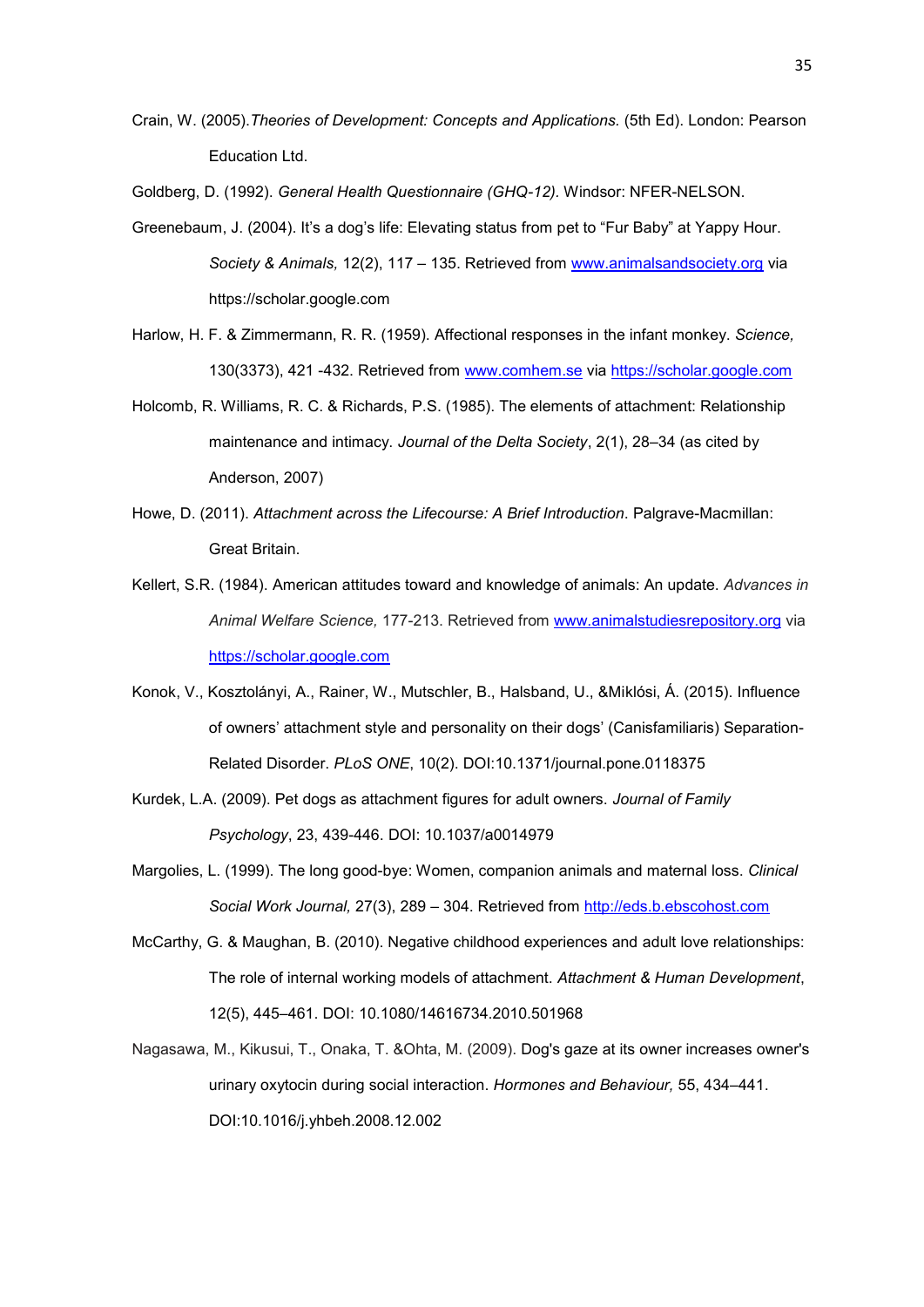Crain, W. (2005). *Theories of Development: Concepts and Applications.* (5th Ed). London: Pearson Education Ltd.

Goldberg, D. (1992). *General Health Questionnaire (GHQ-12)*. Windsor: NFER-NELSON.

Greenebaum, J. (2004). It's a dog's life: Elevating status from pet to "Fur Baby" at Yappy Hour. *Society & Animals,* 12(2), 117 – 135. Retrieved from www.animalsandsociety.org via https://scholar.google.com

Harlow, H. F. & Zimmermann, R. R. (1959). Affectional responses in the infant monkey. *Science,* 130(3373), 421 -432. Retrieved from www.comhem.se via https://scholar.google.com

Holcomb, R. Williams, R. C. & Richards, P.S. (1985). The elements of attachment: Relationship maintenance and intimacy. *Journal of the Delta Society*, 2(1), 28–34 (as cited by Anderson, 2007)

Howe, D. (2011). *Attachment across the Lifecourse: A Brief Introduction*. Palgrave-Macmillan: Great Britain.

Kellert, S.R. (1984). American attitudes toward and knowledge of animals: An update. *Advances in Animal Welfare Science,* 177-213. Retrieved from www.animalstudiesrepository.org via https://scholar.google.com

Konok, V., Kosztolányi, A., Rainer, W., Mutschler, B., Halsband, U., &Miklósi, Á. (2015). Influence of owners' attachment style and personality on their dogs' (Canisfamiliaris) Separation-Related Disorder. *PLoS ONE*, 10(2). DOI:10.1371/journal.pone.0118375

Kurdek, L.A. (2009). Pet dogs as attachment figures for adult owners. *Journal of Family Psychology*, 23, 439-446. DOI: 10.1037/a0014979

Margolies, L. (1999). The long good-bye: Women, companion animals and maternal loss. *Clinical Social Work Journal,* 27(3), 289 – 304. Retrieved from http://eds.b.ebscohost.com

McCarthy, G. & Maughan, B. (2010). Negative childhood experiences and adult love relationships: The role of internal working models of attachment. *Attachment & Human Development*, 12(5), 445–461. DOI: 10.1080/14616734.2010.501968

Nagasawa, M., Kikusui, T., Onaka, T. &Ohta, M. (2009). Dog's gaze at its owner increases owner's urinary oxytocin during social interaction. *Hormones and Behaviour,* 55, 434–441. DOI:10.1016/j.yhbeh.2008.12.002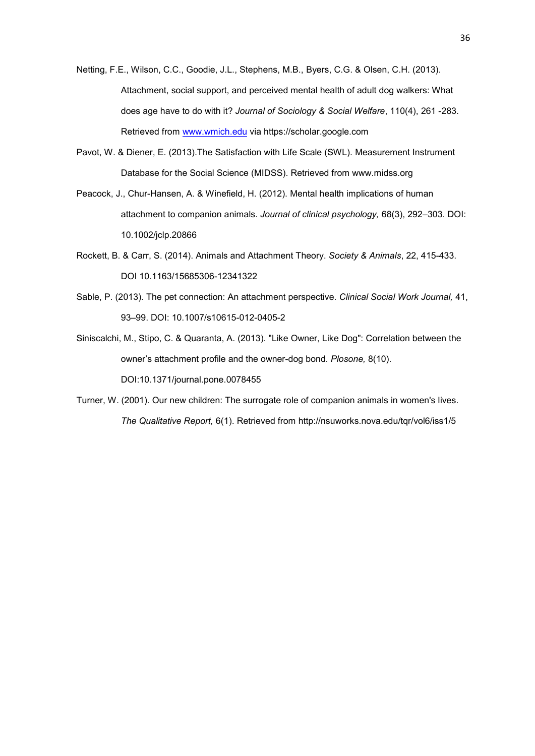Netting, F.E., Wilson, C.C., Goodie, J.L., Stephens, M.B., Byers, C.G. & Olsen, C.H. (2013). Attachment, social support, and perceived mental health of adult dog walkers: What does age have to do with it? *Journal of Sociology & Social Welfare*, 110(4), 261 -283. Retrieved from www.wmich.edu via https://scholar.google.com

Pavot, W. & Diener, E. (2013).The Satisfaction with Life Scale (SWL). Measurement Instrument Database for the Social Science (MIDSS). Retrieved from www.midss.org

Peacock, J., Chur-Hansen, A. & Winefield, H. (2012). Mental health implications of human attachment to companion animals. *Journal of clinical psychology,* 68(3), 292–303. DOI: 10.1002/jclp.20866

Rockett, B. & Carr, S. (2014). Animals and Attachment Theory. *Society & Animals*, 22, 415-433. DOI 10.1163/15685306-12341322

Sable, P. (2013). The pet connection: An attachment perspective. *Clinical Social Work Journal,* 41, 93–99. DOI: 10.1007/s10615-012-0405-2

Siniscalchi, M., Stipo, C. & Quaranta, A. (2013). "Like Owner, Like Dog": Correlation between the owner's attachment profile and the owner-dog bond. *Plosone,* 8(10). DOI:10.1371/journal.pone.0078455

Turner, W. (2001). Our new children: The surrogate role of companion animals in women's lives. *The Qualitative Report,* 6(1). Retrieved from http://nsuworks.nova.edu/tqr/vol6/iss1/5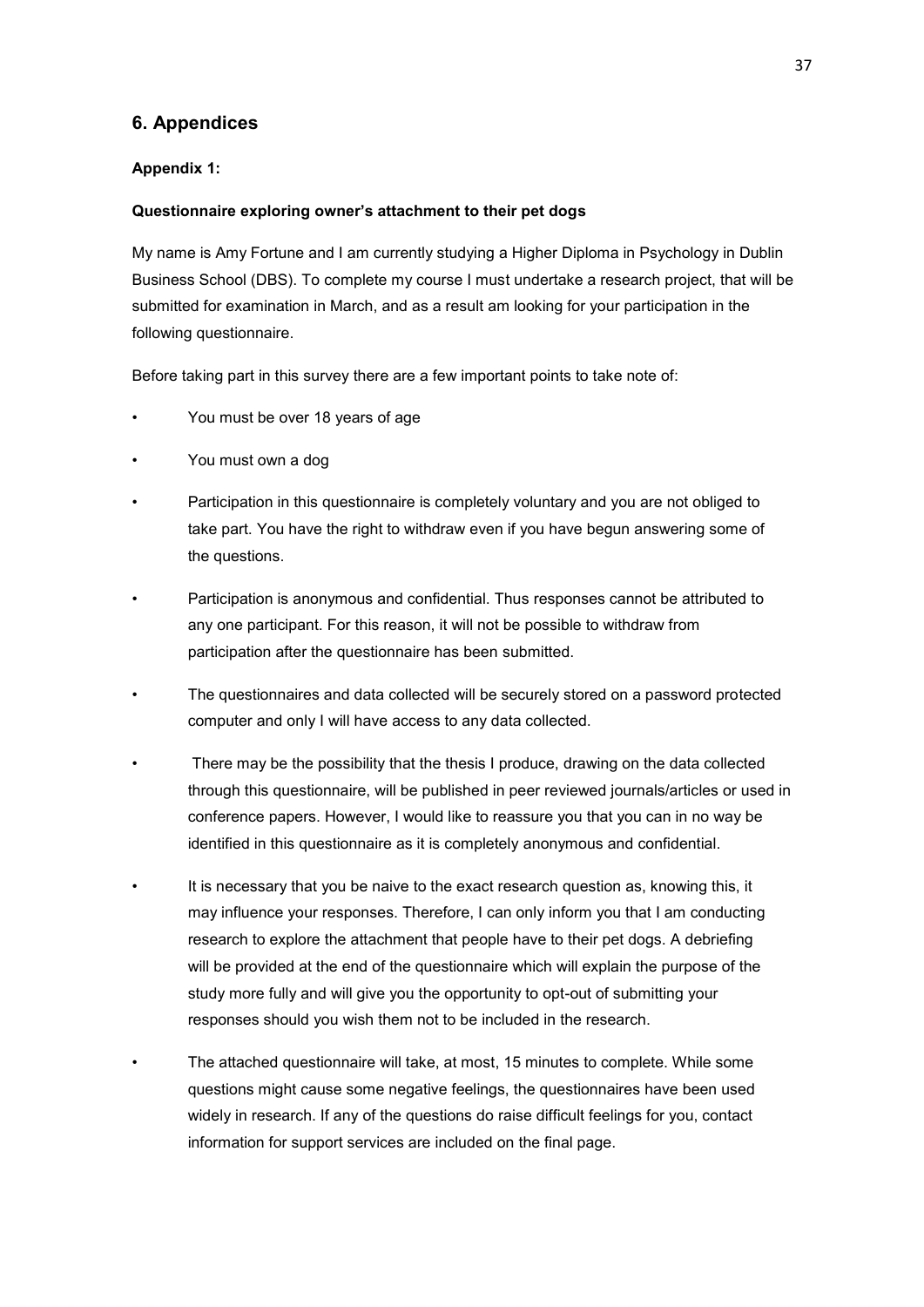## 6. Appendices

### Appendix 1:

**Questionnaire exploring owner's attachment to their pet dogs**

My name is Amy Fortune and I am currently studying a Higher Diploma in Psychology in Dublin Business School (DBS). To complete my course I must undertake a research project, that will be submitted for examination in March, and as a result am looking for your participation in the following questionnaire.

Before taking part in this survey there are a few important points to take note of:

- You must be over 18 years of age
- You must own a dog
- Participation in this questionnaire is completely voluntary and you are not obliged to take part. You have the right to withdraw even if you have begun answering some of the questions.
- Participation is anonymous and confidential. Thus responses cannot be attributed to any one participant. For this reason, it will not be possible to withdraw from participation after the questionnaire has been submitted.
- The questionnaires and data collected will be securely stored on a password protected computer and only I will have access to any data collected.
- There may be the possibility that the thesis I produce, drawing on the data collected through this questionnaire, will be published in peer reviewed journals/articles or used in conference papers. However, I would like to reassure you that you can in no way be identified in this questionnaire as it is completely anonymous and confidential.
- It is necessary that you be naive to the exact research question as, knowing this, it may influence your responses. Therefore, I can only inform you that I am conducting research to explore the attachment that people have to their pet dogs. A debriefing will be provided at the end of the questionnaire which will explain the purpose of the study more fully and will give you the opportunity to opt-out of submitting your responses should you wish them not to be included in the research.
- The attached questionnaire will take, at most, 15 minutes to complete. While some questions might cause some negative feelings, the questionnaires have been used widely in research. If any of the questions do raise difficult feelings for you, contact information for support services are included on the final page.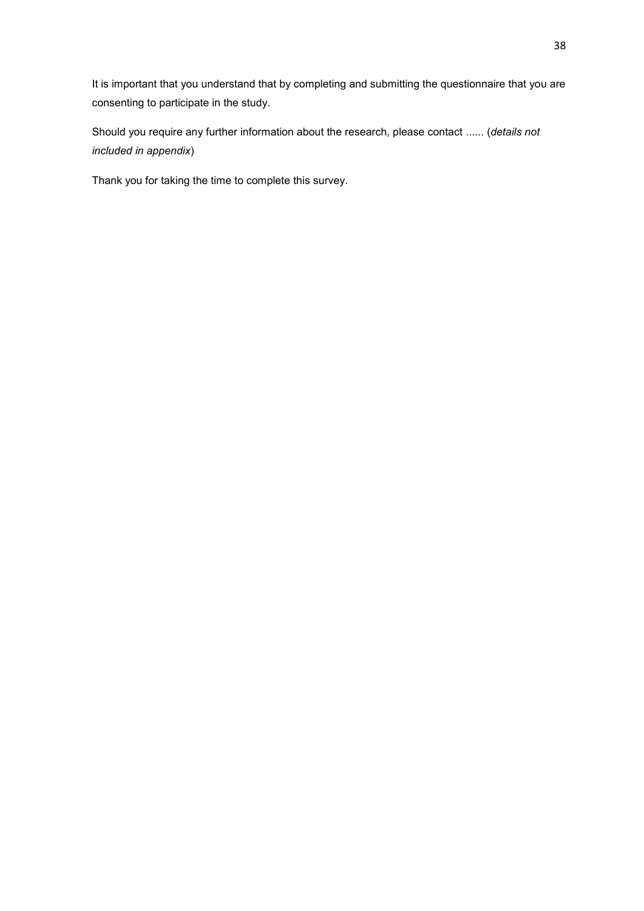It is important that you understand that by completing and submitting the questionnaire that you are consenting to participate in the study.

Should you require any further information about the research, please contact ...... (*details not included in appendix*)

Thank you for taking the time to complete this survey.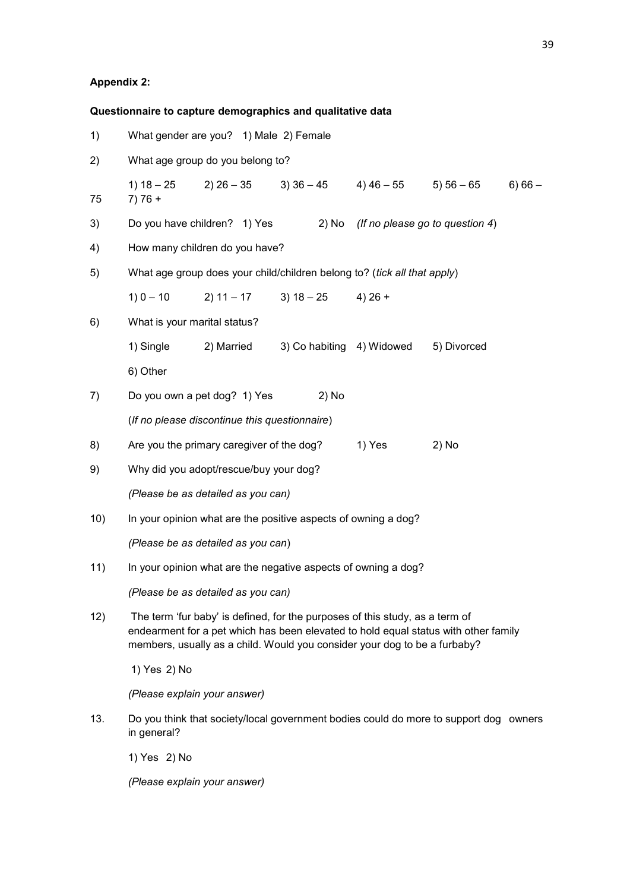**Appendix 2:**

**Questionnaire to capture demographics and qualitative data**

1) What gender are you? 1) Male 2) Female

2) What age group do you belong to?

   1) 18 – 25 2) 26 – 35 3) 36 – 45 4) 46 – 55 5) 56 – 65 6) 66 – 75 7) 76 +

3) Do you have children? 1) Yes 2) No *(If no please go to question 4)*

4) How many children do you have?

5) What age group does your child/children belong to? (*tick all that apply*)

   1) 0 – 10 2) 11 – 17 3) 18 – 25 4) 26 +

6) What is your marital status?

   1) Single 2) Married 3) Co habiting 4) Widowed 5) Divorced

   6) Other

7) Do you own a pet dog? 1) Yes 2) No

   (*If no please discontinue this questionnaire*)

8) Are you the primary caregiver of the dog? 1) Yes 2) No

9) Why did you adopt/rescue/buy your dog?

   *(Please be as detailed as you can)*

10) In your opinion what are the positive aspects of owning a dog?

   *(Please be as detailed as you can*)

11) In your opinion what are the negative aspects of owning a dog?

   *(Please be as detailed as you can)*

12) The term 'fur baby' is defined, for the purposes of this study, as a term of endearment for a pet which has been elevated to hold equal status with other family members, usually as a child. Would you consider your dog to be a furbaby?

   1) Yes 2) No

   *(Please explain your answer)*

13. Do you think that society/local government bodies could do more to support dog owners in general?

   1) Yes 2) No

   *(Please explain your answer)*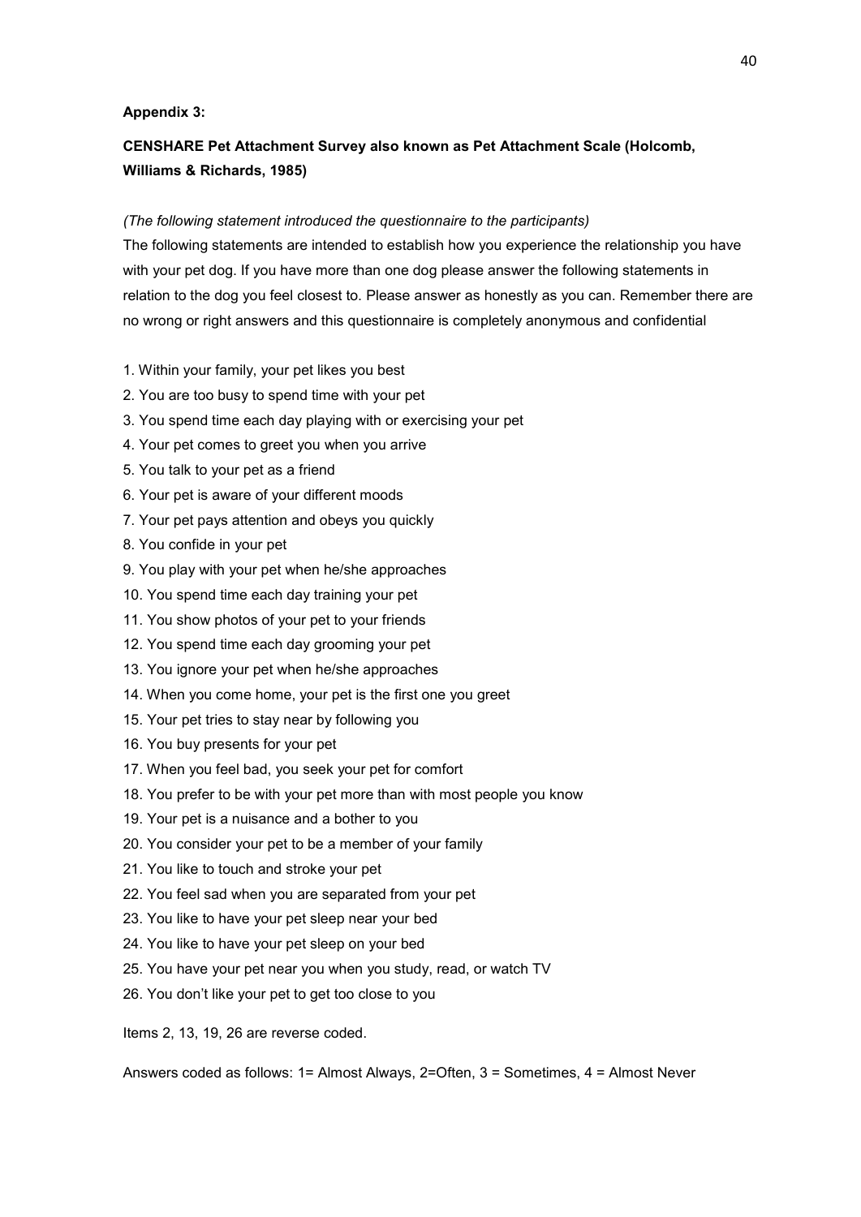**Appendix 3:**

**CENSHARE Pet Attachment Survey also known as Pet Attachment Scale (Holcomb, Williams & Richards, 1985)**

*(The following statement introduced the questionnaire to the participants)*

The following statements are intended to establish how you experience the relationship you have with your pet dog. If you have more than one dog please answer the following statements in relation to the dog you feel closest to. Please answer as honestly as you can. Remember there are no wrong or right answers and this questionnaire is completely anonymous and confidential

1. Within your family, your pet likes you best
2. You are too busy to spend time with your pet
3. You spend time each day playing with or exercising your pet
4. Your pet comes to greet you when you arrive
5. You talk to your pet as a friend
6. Your pet is aware of your different moods
7. Your pet pays attention and obeys you quickly
8. You confide in your pet
9. You play with your pet when he/she approaches
10. You spend time each day training your pet
11. You show photos of your pet to your friends
12. You spend time each day grooming your pet
13. You ignore your pet when he/she approaches
14. When you come home, your pet is the first one you greet
15. Your pet tries to stay near by following you
16. You buy presents for your pet
17. When you feel bad, you seek your pet for comfort
18. You prefer to be with your pet more than with most people you know
19. Your pet is a nuisance and a bother to you
20. You consider your pet to be a member of your family
21. You like to touch and stroke your pet
22. You feel sad when you are separated from your pet
23. You like to have your pet sleep near your bed
24. You like to have your pet sleep on your bed
25. You have your pet near you when you study, read, or watch TV
26. You don't like your pet to get too close to you

Items 2, 13, 19, 26 are reverse coded.

Answers coded as follows: 1= Almost Always, 2=Often, 3 = Sometimes, 4 = Almost Never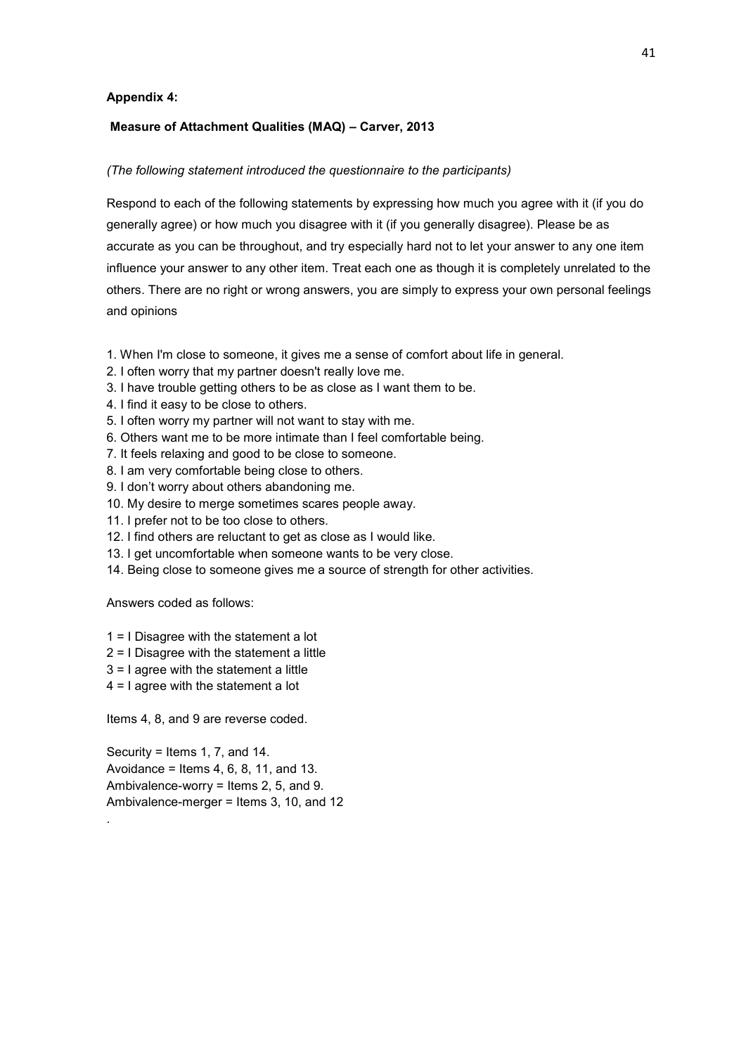**Appendix 4:**

**Measure of Attachment Qualities (MAQ) – Carver, 2013**

*(The following statement introduced the questionnaire to the participants)*

Respond to each of the following statements by expressing how much you agree with it (if you do generally agree) or how much you disagree with it (if you generally disagree). Please be as accurate as you can be throughout, and try especially hard not to let your answer to any one item influence your answer to any other item. Treat each one as though it is completely unrelated to the others. There are no right or wrong answers, you are simply to express your own personal feelings and opinions

1. When I'm close to someone, it gives me a sense of comfort about life in general.
2. I often worry that my partner doesn't really love me.
3. I have trouble getting others to be as close as I want them to be.
4. I find it easy to be close to others.
5. I often worry my partner will not want to stay with me.
6. Others want me to be more intimate than I feel comfortable being.
7. It feels relaxing and good to be close to someone.
8. I am very comfortable being close to others.
9. I don't worry about others abandoning me.
10. My desire to merge sometimes scares people away.
11. I prefer not to be too close to others.
12. I find others are reluctant to get as close as I would like.
13. I get uncomfortable when someone wants to be very close.
14. Being close to someone gives me a source of strength for other activities.

Answers coded as follows:

1 = I Disagree with the statement a lot
2 = I Disagree with the statement a little
3 = I agree with the statement a little
4 = I agree with the statement a lot

Items 4, 8, and 9 are reverse coded.

Security = Items 1, 7, and 14.
Avoidance = Items 4, 6, 8, 11, and 13.
Ambivalence-worry = Items 2, 5, and 9.
Ambivalence-merger = Items 3, 10, and 12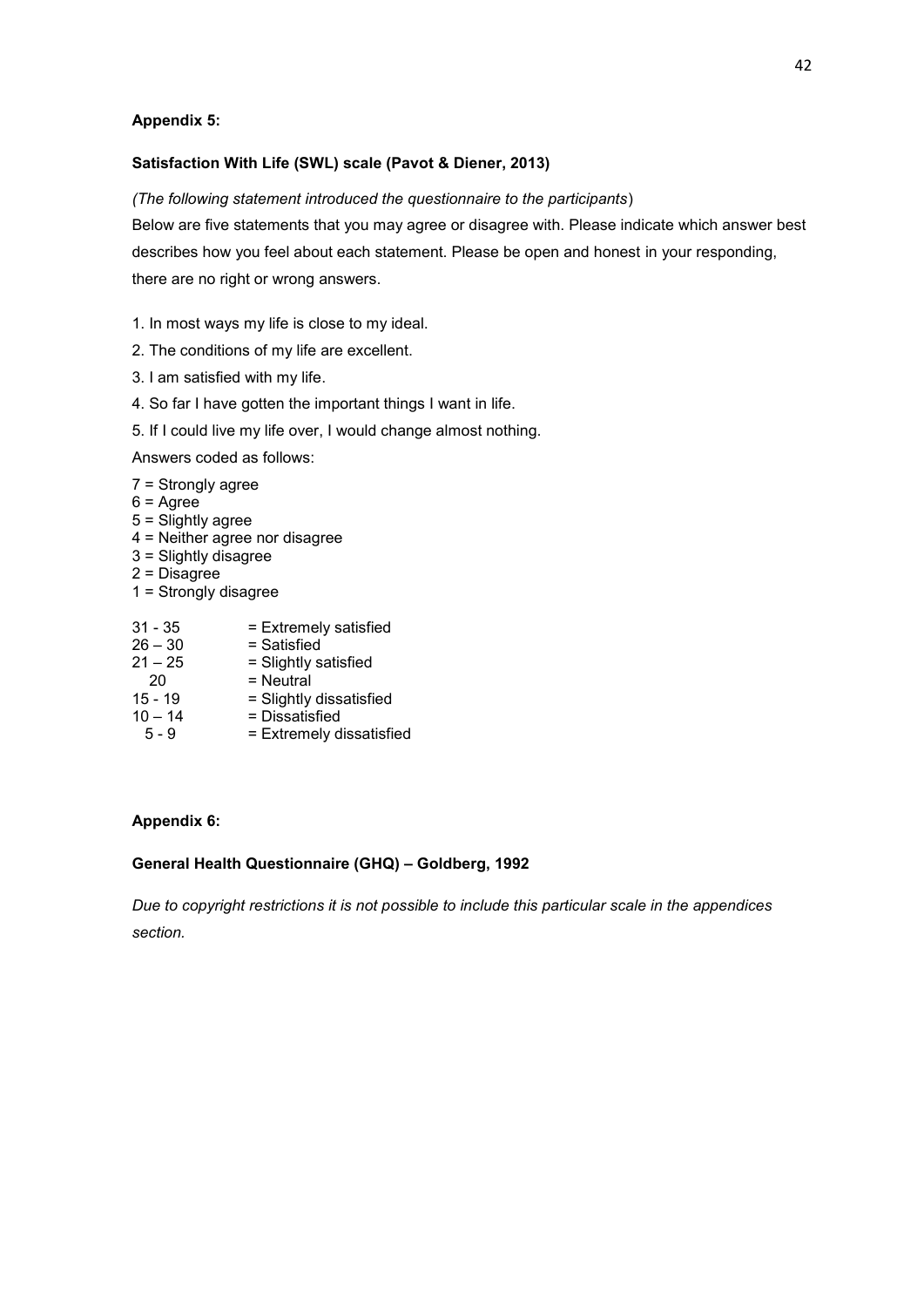**Appendix 5:**

**Satisfaction With Life (SWL) scale (Pavot & Diener, 2013)**

*(The following statement introduced the questionnaire to the participants*)

Below are five statements that you may agree or disagree with. Please indicate which answer best describes how you feel about each statement. Please be open and honest in your responding, there are no right or wrong answers.

1. In most ways my life is close to my ideal.
2. The conditions of my life are excellent.
3. I am satisfied with my life.
4. So far I have gotten the important things I want in life.
5. If I could live my life over, I would change almost nothing.

Answers coded as follows:

7 = Strongly agree
6 = Agree
5 = Slightly agree
4 = Neither agree nor disagree
3 = Slightly disagree
2 = Disagree
1 = Strongly disagree

31 - 35 = Extremely satisfied
26 – 30 = Satisfied
21 – 25 = Slightly satisfied
20 = Neutral
15 - 19 = Slightly dissatisfied
10 – 14 = Dissatisfied
5 - 9 = Extremely dissatisfied

**Appendix 6:**

**General Health Questionnaire (GHQ) – Goldberg, 1992**

*Due to copyright restrictions it is not possible to include this particular scale in the appendices section.*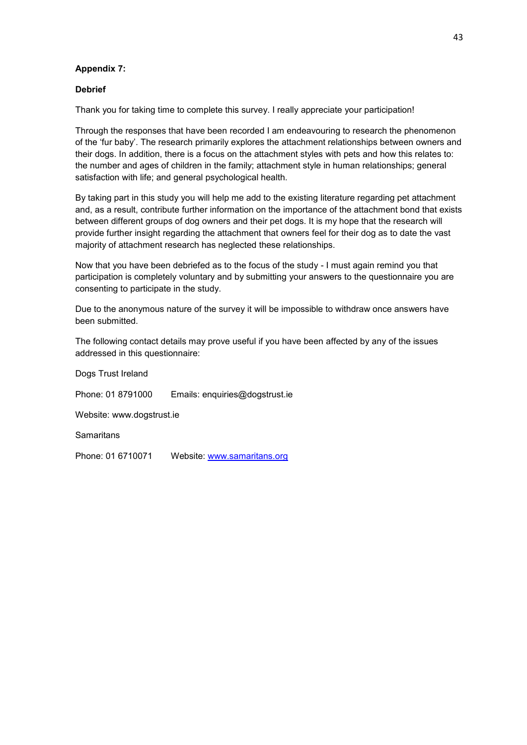**Appendix 7:**

**Debrief**

Thank you for taking time to complete this survey. I really appreciate your participation!

Through the responses that have been recorded I am endeavouring to research the phenomenon of the 'fur baby'. The research primarily explores the attachment relationships between owners and their dogs. In addition, there is a focus on the attachment styles with pets and how this relates to: the number and ages of children in the family; attachment style in human relationships; general satisfaction with life; and general psychological health.

By taking part in this study you will help me add to the existing literature regarding pet attachment and, as a result, contribute further information on the importance of the attachment bond that exists between different groups of dog owners and their pet dogs. It is my hope that the research will provide further insight regarding the attachment that owners feel for their dog as to date the vast majority of attachment research has neglected these relationships.

Now that you have been debriefed as to the focus of the study - I must again remind you that participation is completely voluntary and by submitting your answers to the questionnaire you are consenting to participate in the study.

Due to the anonymous nature of the survey it will be impossible to withdraw once answers have been submitted.

The following contact details may prove useful if you have been affected by any of the issues addressed in this questionnaire:

Dogs Trust Ireland

Phone: 01 8791000 Emails: enquiries@dogstrust.ie

Website: www.dogstrust.ie

Samaritans

Phone: 01 6710071 Website: www.samaritans.org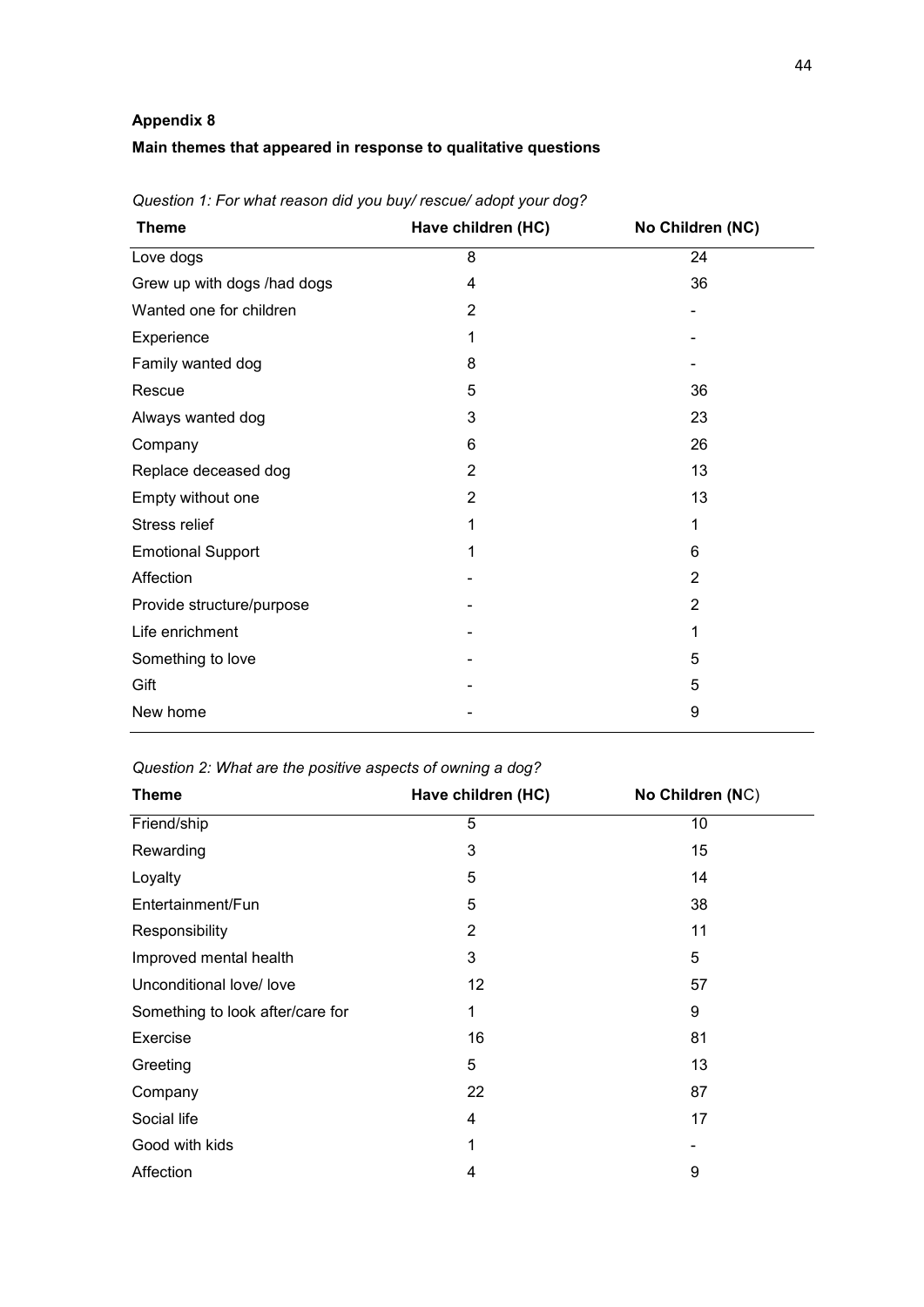**Appendix 8**

**Main themes that appeared in response to qualitative questions**

*Question 1: For what reason did you buy/ rescue/ adopt your dog?*

| Theme | Have children (HC) | No Children (NC) |
|---|---|---|
| Love dogs | 8 | 24 |
| Grew up with dogs /had dogs | 4 | 36 |
| Wanted one for children | 2 | - |
| Experience | 1 | - |
| Family wanted dog | 8 | - |
| Rescue | 5 | 36 |
| Always wanted dog | 3 | 23 |
| Company | 6 | 26 |
| Replace deceased dog | 2 | 13 |
| Empty without one | 2 | 13 |
| Stress relief | 1 | 1 |
| Emotional Support | 1 | 6 |
| Affection | - | 2 |
| Provide structure/purpose | - | 2 |
| Life enrichment | - | 1 |
| Something to love | - | 5 |
| Gift | - | 5 |
| New home | - | 9 |

*Question 2: What are the positive aspects of owning a dog?*

| Theme | Have children (HC) | No Children (NC) |
|---|---|---|
| Friend/ship | 5 | 10 |
| Rewarding | 3 | 15 |
| Loyalty | 5 | 14 |
| Entertainment/Fun | 5 | 38 |
| Responsibility | 2 | 11 |
| Improved mental health | 3 | 5 |
| Unconditional love/ love | 12 | 57 |
| Something to look after/care for | 1 | 9 |
| Exercise | 16 | 81 |
| Greeting | 5 | 13 |
| Company | 22 | 87 |
| Social life | 4 | 17 |
| Good with kids | 1 | - |
| Affection | 4 | 9 |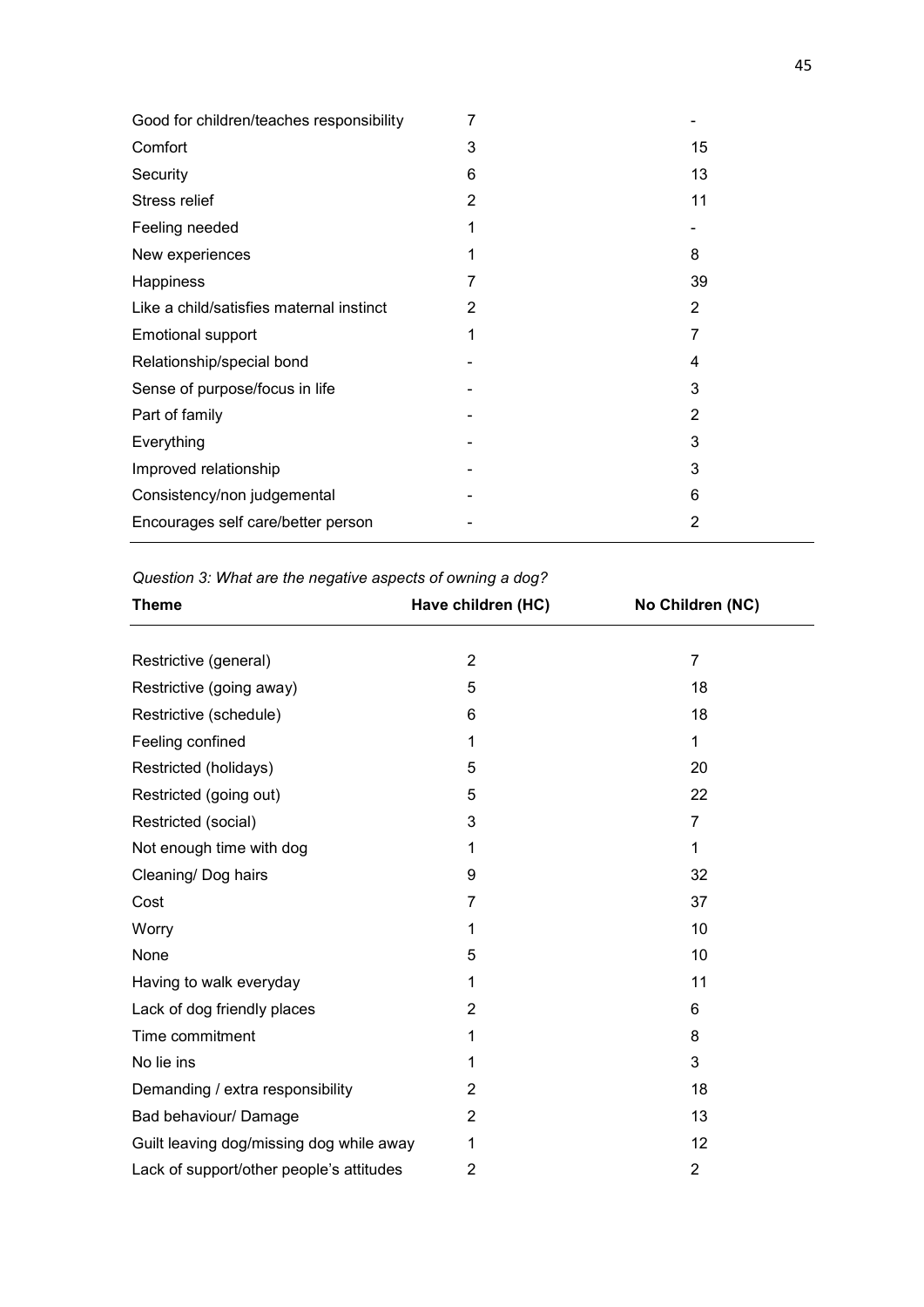| | | |
|---|---|---|
| Good for children/teaches responsibility | 7 | - |
| Comfort | 3 | 15 |
| Security | 6 | 13 |
| Stress relief | 2 | 11 |
| Feeling needed | 1 | - |
| New experiences | 1 | 8 |
| Happiness | 7 | 39 |
| Like a child/satisfies maternal instinct | 2 | 2 |
| Emotional support | 1 | 7 |
| Relationship/special bond | - | 4 |
| Sense of purpose/focus in life | - | 3 |
| Part of family | - | 2 |
| Everything | - | 3 |
| Improved relationship | - | 3 |
| Consistency/non judgemental | - | 6 |
| Encourages self care/better person | - | 2 |

*Question 3: What are the negative aspects of owning a dog?*

| Theme | Have children (HC) | No Children (NC) |
|---|---|---|
| Restrictive (general) | 2 | 7 |
| Restrictive (going away) | 5 | 18 |
| Restrictive (schedule) | 6 | 18 |
| Feeling confined | 1 | 1 |
| Restricted (holidays) | 5 | 20 |
| Restricted (going out) | 5 | 22 |
| Restricted (social) | 3 | 7 |
| Not enough time with dog | 1 | 1 |
| Cleaning/ Dog hairs | 9 | 32 |
| Cost | 7 | 37 |
| Worry | 1 | 10 |
| None | 5 | 10 |
| Having to walk everyday | 1 | 11 |
| Lack of dog friendly places | 2 | 6 |
| Time commitment | 1 | 8 |
| No lie ins | 1 | 3 |
| Demanding / extra responsibility | 2 | 18 |
| Bad behaviour/ Damage | 2 | 13 |
| Guilt leaving dog/missing dog while away | 1 | 12 |
| Lack of support/other people's attitudes | 2 | 2 |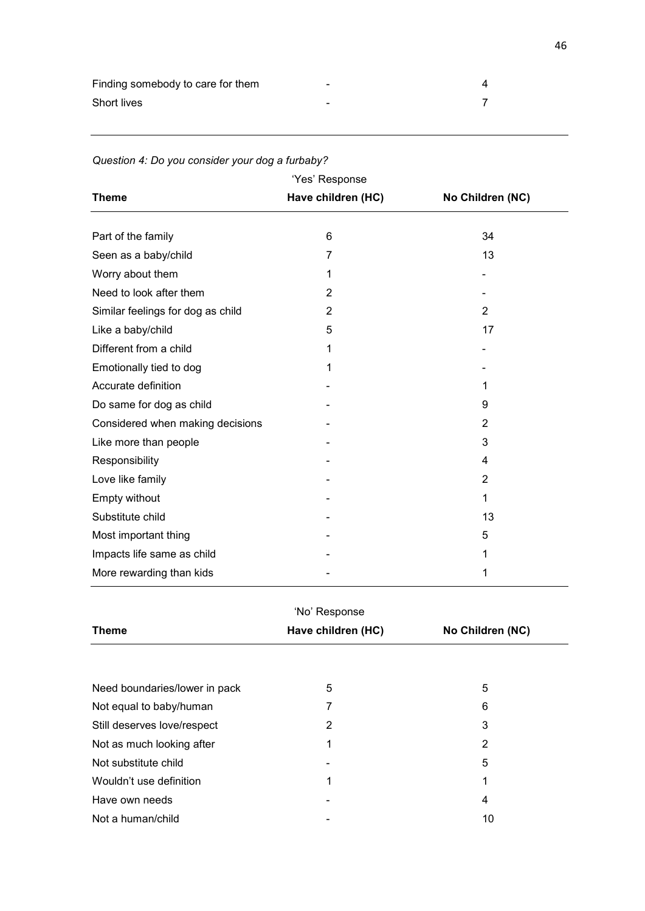| | | |
|---|---|---|
| Finding somebody to care for them | - | 4 |
| Short lives | - | 7 |

*Question 4: Do you consider your dog a furbaby?*

| | 'Yes' Response | |
|---|---|---|
| **Theme** | **Have children (HC)** | **No Children (NC)** |
| Part of the family | 6 | 34 |
| Seen as a baby/child | 7 | 13 |
| Worry about them | 1 | - |
| Need to look after them | 2 | - |
| Similar feelings for dog as child | 2 | 2 |
| Like a baby/child | 5 | 17 |
| Different from a child | 1 | - |
| Emotionally tied to dog | 1 | - |
| Accurate definition | - | 1 |
| Do same for dog as child | - | 9 |
| Considered when making decisions | - | 2 |
| Like more than people | - | 3 |
| Responsibility | - | 4 |
| Love like family | - | 2 |
| Empty without | - | 1 |
| Substitute child | - | 13 |
| Most important thing | - | 5 |
| Impacts life same as child | - | 1 |
| More rewarding than kids | - | 1 |

| | 'No' Response | |
|---|---|---|
| **Theme** | **Have children (HC)** | **No Children (NC)** |
| Need boundaries/lower in pack | 5 | 5 |
| Not equal to baby/human | 7 | 6 |
| Still deserves love/respect | 2 | 3 |
| Not as much looking after | 1 | 2 |
| Not substitute child | - | 5 |
| Wouldn't use definition | 1 | 1 |
| Have own needs | - | 4 |
| Not a human/child | - | 10 |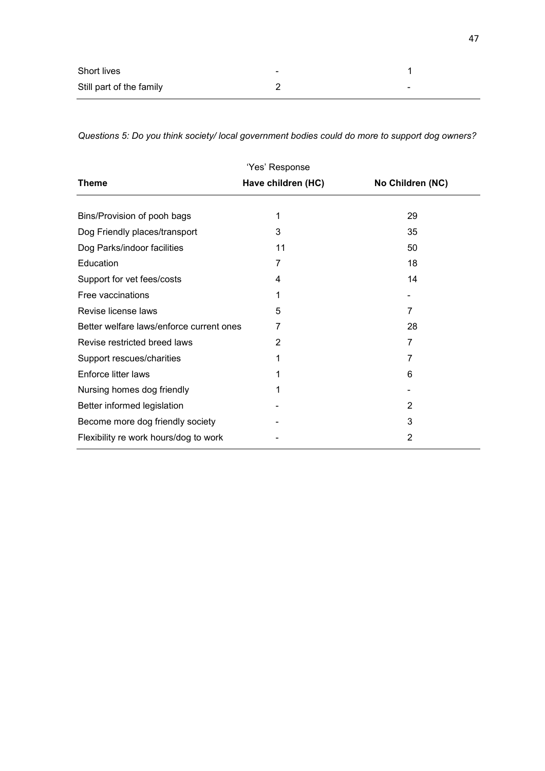| | | |
|---|---|---|
| Short lives | - | 1 |
| Still part of the family | 2 | - |

*Questions 5: Do you think society/ local government bodies could do more to support dog owners?*

| | 'Yes' Response | |
|---|---|---|
| **Theme** | **Have children (HC)** | **No Children (NC)** |
| Bins/Provision of pooh bags | 1 | 29 |
| Dog Friendly places/transport | 3 | 35 |
| Dog Parks/indoor facilities | 11 | 50 |
| Education | 7 | 18 |
| Support for vet fees/costs | 4 | 14 |
| Free vaccinations | 1 | - |
| Revise license laws | 5 | 7 |
| Better welfare laws/enforce current ones | 7 | 28 |
| Revise restricted breed laws | 2 | 7 |
| Support rescues/charities | 1 | 7 |
| Enforce litter laws | 1 | 6 |
| Nursing homes dog friendly | 1 | - |
| Better informed legislation | - | 2 |
| Become more dog friendly society | - | 3 |
| Flexibility re work hours/dog to work | - | 2 |